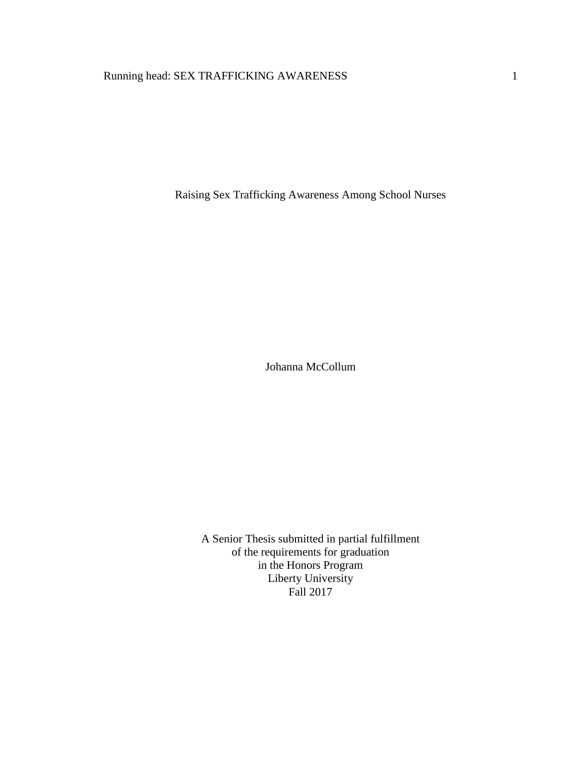# Raising Sex Trafficking Awareness Among School Nurses

Johanna McCollum

A Senior Thesis submitted in partial fulfillment
of the requirements for graduation
in the Honors Program
Liberty University
Fall 2017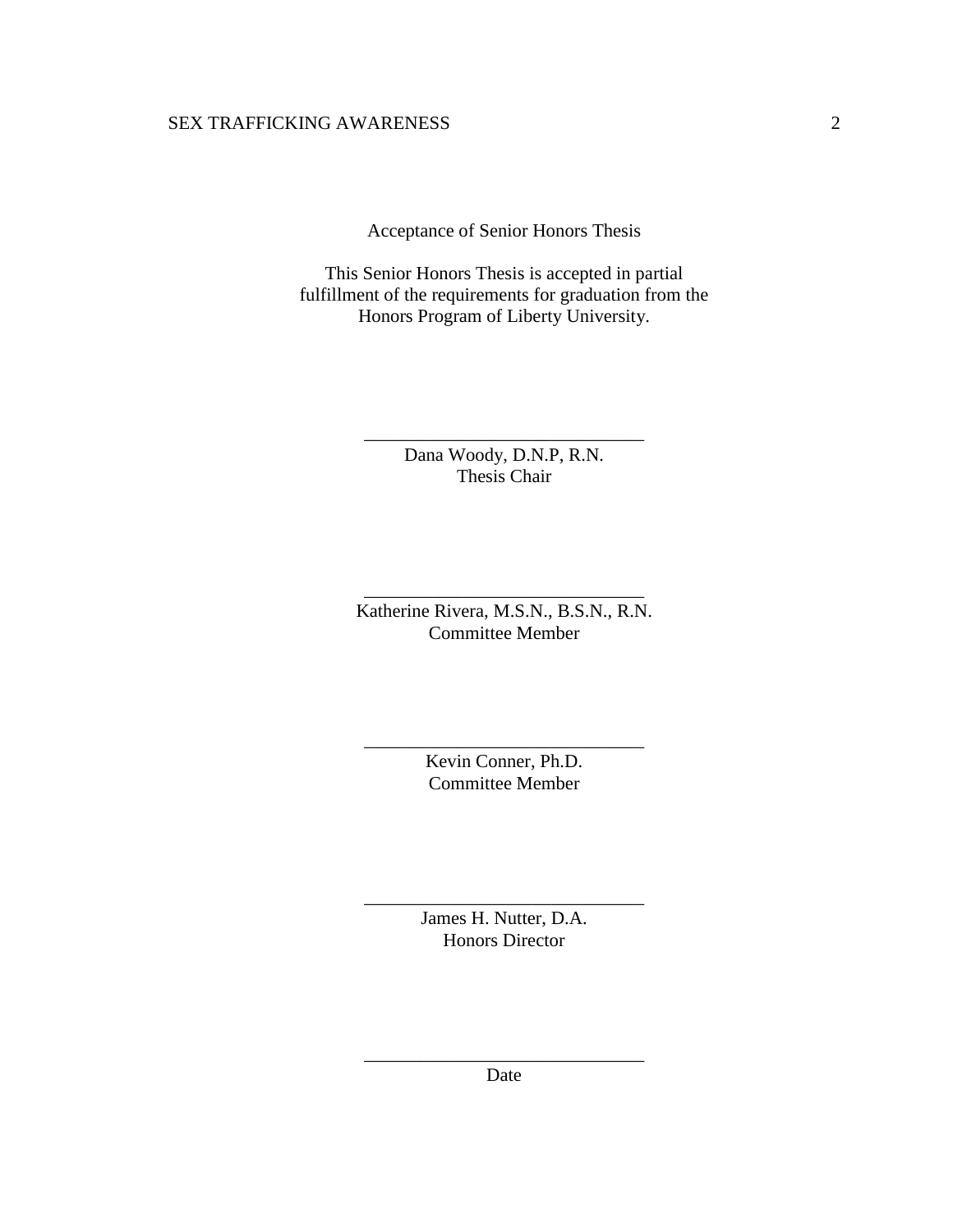Acceptance of Senior Honors Thesis

This Senior Honors Thesis is accepted in partial fulfillment of the requirements for graduation from the Honors Program of Liberty University.

______________________________
Dana Woody, D.N.P, R.N.
Thesis Chair

______________________________
Katherine Rivera, M.S.N., B.S.N., R.N.
Committee Member

______________________________
Kevin Conner, Ph.D.
Committee Member

______________________________
James H. Nutter, D.A.
Honors Director

______________________________
Date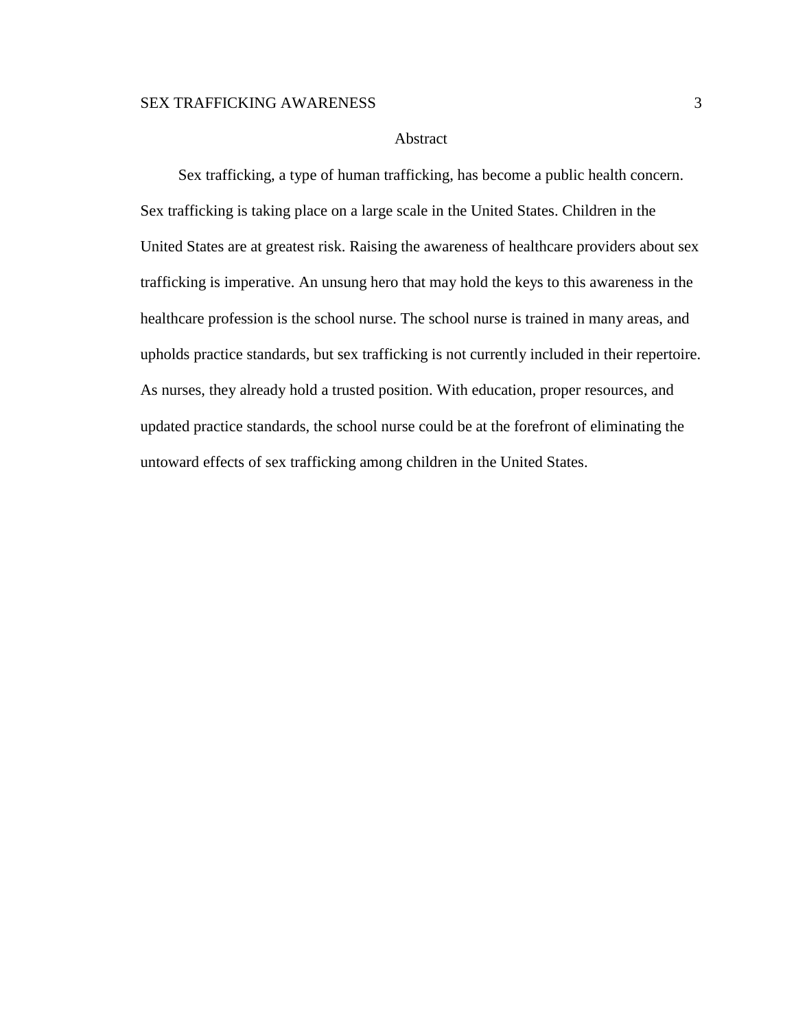# Abstract

Sex trafficking, a type of human trafficking, has become a public health concern. Sex trafficking is taking place on a large scale in the United States. Children in the United States are at greatest risk. Raising the awareness of healthcare providers about sex trafficking is imperative. An unsung hero that may hold the keys to this awareness in the healthcare profession is the school nurse. The school nurse is trained in many areas, and upholds practice standards, but sex trafficking is not currently included in their repertoire. As nurses, they already hold a trusted position. With education, proper resources, and updated practice standards, the school nurse could be at the forefront of eliminating the untoward effects of sex trafficking among children in the United States.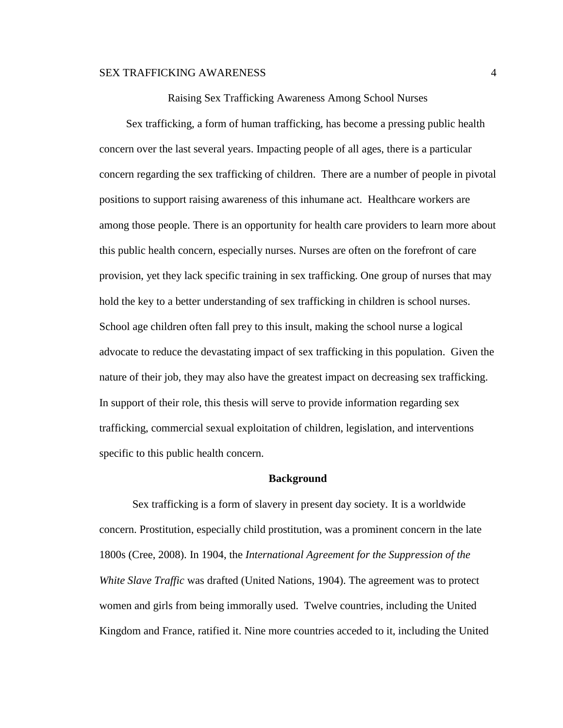# Raising Sex Trafficking Awareness Among School Nurses

Sex trafficking, a form of human trafficking, has become a pressing public health concern over the last several years. Impacting people of all ages, there is a particular concern regarding the sex trafficking of children. There are a number of people in pivotal positions to support raising awareness of this inhumane act. Healthcare workers are among those people. There is an opportunity for health care providers to learn more about this public health concern, especially nurses. Nurses are often on the forefront of care provision, yet they lack specific training in sex trafficking. One group of nurses that may hold the key to a better understanding of sex trafficking in children is school nurses. School age children often fall prey to this insult, making the school nurse a logical advocate to reduce the devastating impact of sex trafficking in this population. Given the nature of their job, they may also have the greatest impact on decreasing sex trafficking. In support of their role, this thesis will serve to provide information regarding sex trafficking, commercial sexual exploitation of children, legislation, and interventions specific to this public health concern.

## Background

Sex trafficking is a form of slavery in present day society. It is a worldwide concern. Prostitution, especially child prostitution, was a prominent concern in the late 1800s (Cree, 2008). In 1904, the *International Agreement for the Suppression of the White Slave Traffic* was drafted (United Nations, 1904). The agreement was to protect women and girls from being immorally used. Twelve countries, including the United Kingdom and France, ratified it. Nine more countries acceded to it, including the United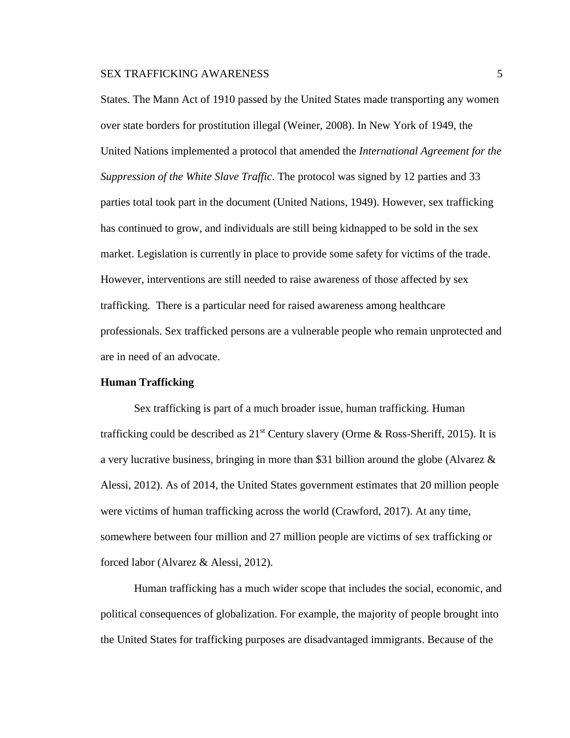States. The Mann Act of 1910 passed by the United States made transporting any women over state borders for prostitution illegal (Weiner, 2008). In New York of 1949, the United Nations implemented a protocol that amended the *International Agreement for the Suppression of the White Slave Traffic*. The protocol was signed by 12 parties and 33 parties total took part in the document (United Nations, 1949). However, sex trafficking has continued to grow, and individuals are still being kidnapped to be sold in the sex market. Legislation is currently in place to provide some safety for victims of the trade. However, interventions are still needed to raise awareness of those affected by sex trafficking. There is a particular need for raised awareness among healthcare professionals. Sex trafficked persons are a vulnerable people who remain unprotected and are in need of an advocate.

**Human Trafficking**

Sex trafficking is part of a much broader issue, human trafficking. Human trafficking could be described as 21st Century slavery (Orme & Ross-Sheriff, 2015). It is a very lucrative business, bringing in more than $31 billion around the globe (Alvarez & Alessi, 2012). As of 2014, the United States government estimates that 20 million people were victims of human trafficking across the world (Crawford, 2017). At any time, somewhere between four million and 27 million people are victims of sex trafficking or forced labor (Alvarez & Alessi, 2012).

Human trafficking has a much wider scope that includes the social, economic, and political consequences of globalization. For example, the majority of people brought into the United States for trafficking purposes are disadvantaged immigrants. Because of the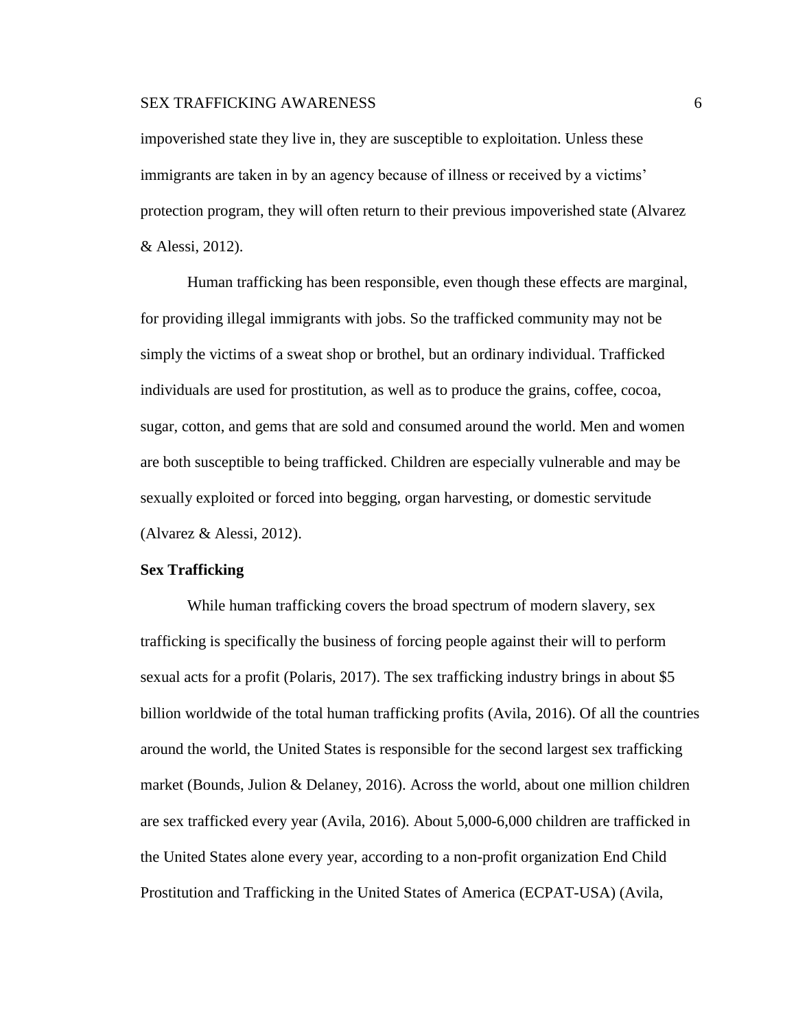impoverished state they live in, they are susceptible to exploitation. Unless these immigrants are taken in by an agency because of illness or received by a victims' protection program, they will often return to their previous impoverished state (Alvarez & Alessi, 2012).

Human trafficking has been responsible, even though these effects are marginal, for providing illegal immigrants with jobs. So the trafficked community may not be simply the victims of a sweat shop or brothel, but an ordinary individual. Trafficked individuals are used for prostitution, as well as to produce the grains, coffee, cocoa, sugar, cotton, and gems that are sold and consumed around the world. Men and women are both susceptible to being trafficked. Children are especially vulnerable and may be sexually exploited or forced into begging, organ harvesting, or domestic servitude (Alvarez & Alessi, 2012).

## Sex Trafficking

While human trafficking covers the broad spectrum of modern slavery, sex trafficking is specifically the business of forcing people against their will to perform sexual acts for a profit (Polaris, 2017). The sex trafficking industry brings in about $5 billion worldwide of the total human trafficking profits (Avila, 2016). Of all the countries around the world, the United States is responsible for the second largest sex trafficking market (Bounds, Julion & Delaney, 2016). Across the world, about one million children are sex trafficked every year (Avila, 2016). About 5,000-6,000 children are trafficked in the United States alone every year, according to a non-profit organization End Child Prostitution and Trafficking in the United States of America (ECPAT-USA) (Avila,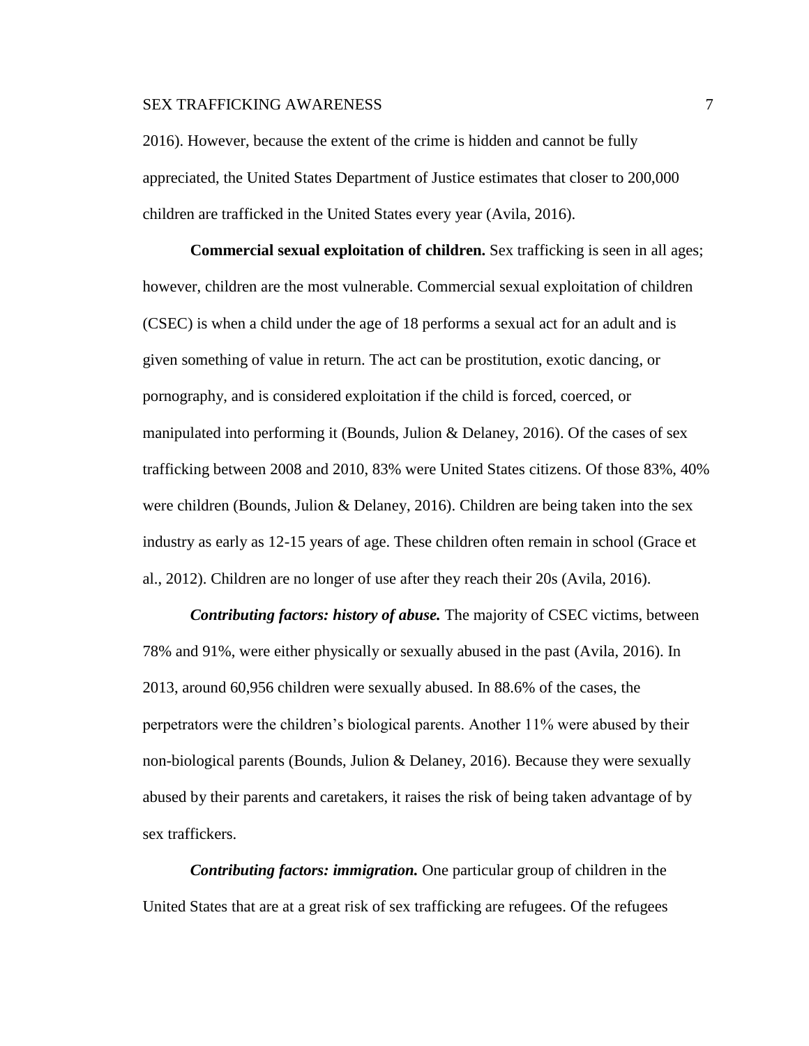2016). However, because the extent of the crime is hidden and cannot be fully appreciated, the United States Department of Justice estimates that closer to 200,000 children are trafficked in the United States every year (Avila, 2016).

**Commercial sexual exploitation of children.** Sex trafficking is seen in all ages; however, children are the most vulnerable. Commercial sexual exploitation of children (CSEC) is when a child under the age of 18 performs a sexual act for an adult and is given something of value in return. The act can be prostitution, exotic dancing, or pornography, and is considered exploitation if the child is forced, coerced, or manipulated into performing it (Bounds, Julion & Delaney, 2016). Of the cases of sex trafficking between 2008 and 2010, 83% were United States citizens. Of those 83%, 40% were children (Bounds, Julion & Delaney, 2016). Children are being taken into the sex industry as early as 12-15 years of age. These children often remain in school (Grace et al., 2012). Children are no longer of use after they reach their 20s (Avila, 2016).

***Contributing factors: history of abuse.*** The majority of CSEC victims, between 78% and 91%, were either physically or sexually abused in the past (Avila, 2016). In 2013, around 60,956 children were sexually abused. In 88.6% of the cases, the perpetrators were the children's biological parents. Another 11% were abused by their non-biological parents (Bounds, Julion & Delaney, 2016). Because they were sexually abused by their parents and caretakers, it raises the risk of being taken advantage of by sex traffickers.

***Contributing factors: immigration.*** One particular group of children in the United States that are at a great risk of sex trafficking are refugees. Of the refugees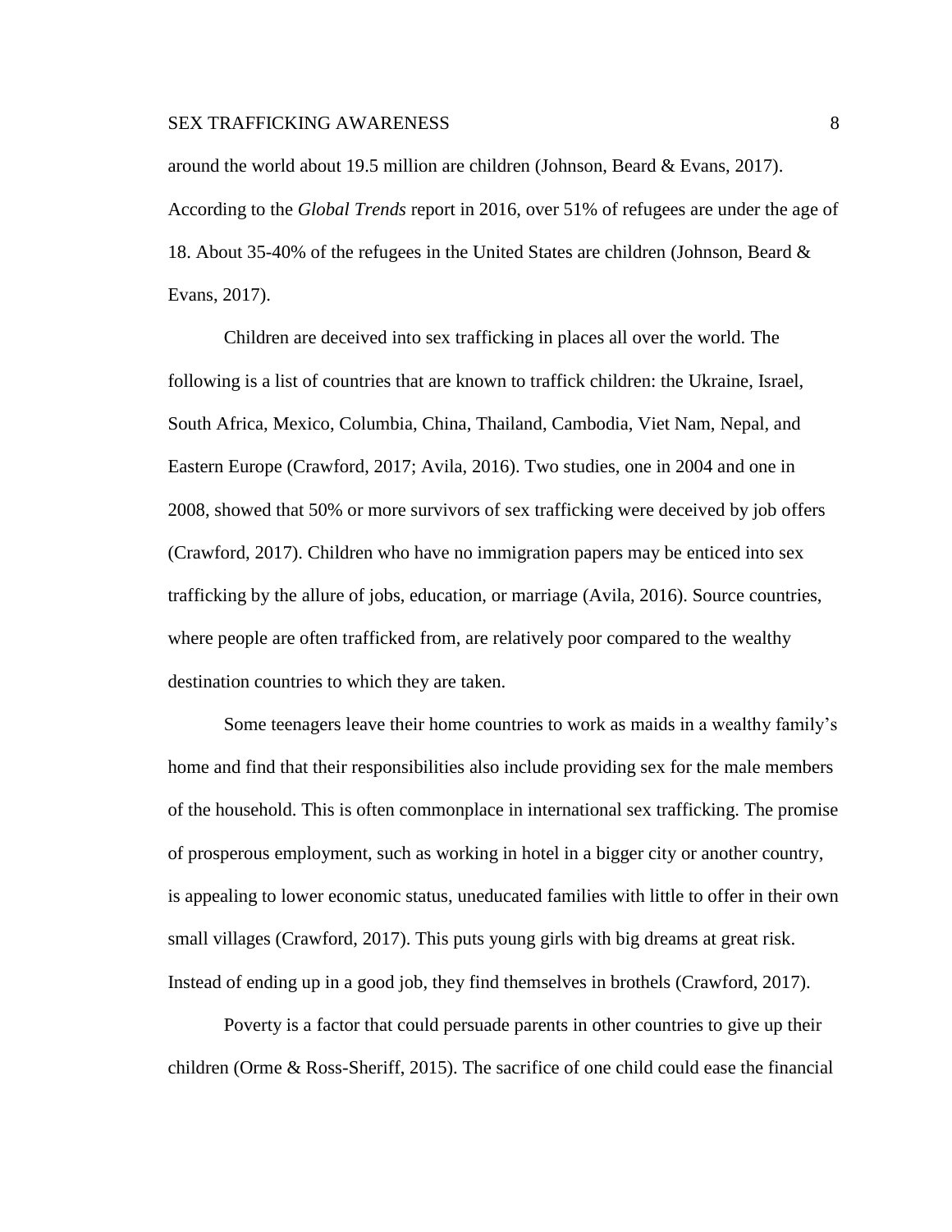around the world about 19.5 million are children (Johnson, Beard & Evans, 2017). According to the *Global Trends* report in 2016, over 51% of refugees are under the age of 18. About 35-40% of the refugees in the United States are children (Johnson, Beard & Evans, 2017).

Children are deceived into sex trafficking in places all over the world. The following is a list of countries that are known to traffick children: the Ukraine, Israel, South Africa, Mexico, Columbia, China, Thailand, Cambodia, Viet Nam, Nepal, and Eastern Europe (Crawford, 2017; Avila, 2016). Two studies, one in 2004 and one in 2008, showed that 50% or more survivors of sex trafficking were deceived by job offers (Crawford, 2017). Children who have no immigration papers may be enticed into sex trafficking by the allure of jobs, education, or marriage (Avila, 2016). Source countries, where people are often trafficked from, are relatively poor compared to the wealthy destination countries to which they are taken.

Some teenagers leave their home countries to work as maids in a wealthy family's home and find that their responsibilities also include providing sex for the male members of the household. This is often commonplace in international sex trafficking. The promise of prosperous employment, such as working in hotel in a bigger city or another country, is appealing to lower economic status, uneducated families with little to offer in their own small villages (Crawford, 2017). This puts young girls with big dreams at great risk. Instead of ending up in a good job, they find themselves in brothels (Crawford, 2017).

Poverty is a factor that could persuade parents in other countries to give up their children (Orme & Ross-Sheriff, 2015). The sacrifice of one child could ease the financial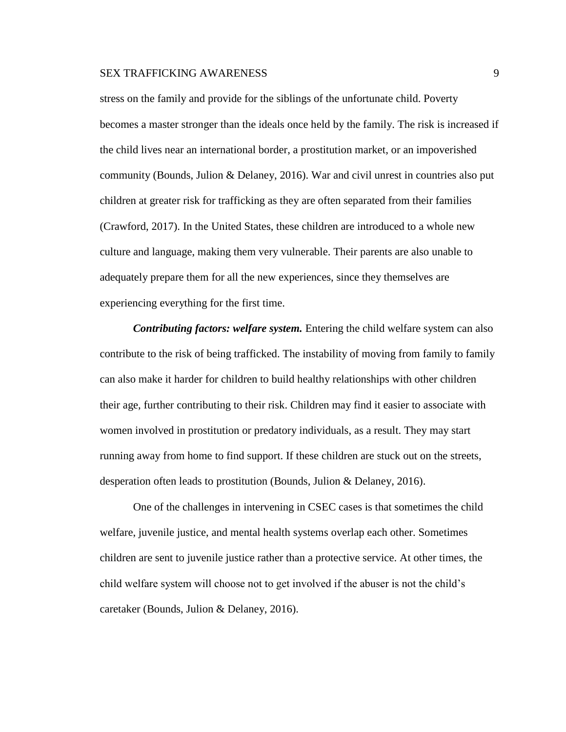stress on the family and provide for the siblings of the unfortunate child. Poverty becomes a master stronger than the ideals once held by the family. The risk is increased if the child lives near an international border, a prostitution market, or an impoverished community (Bounds, Julion & Delaney, 2016). War and civil unrest in countries also put children at greater risk for trafficking as they are often separated from their families (Crawford, 2017). In the United States, these children are introduced to a whole new culture and language, making them very vulnerable. Their parents are also unable to adequately prepare them for all the new experiences, since they themselves are experiencing everything for the first time.

***Contributing factors: welfare system.*** Entering the child welfare system can also contribute to the risk of being trafficked. The instability of moving from family to family can also make it harder for children to build healthy relationships with other children their age, further contributing to their risk. Children may find it easier to associate with women involved in prostitution or predatory individuals, as a result. They may start running away from home to find support. If these children are stuck out on the streets, desperation often leads to prostitution (Bounds, Julion & Delaney, 2016).

One of the challenges in intervening in CSEC cases is that sometimes the child welfare, juvenile justice, and mental health systems overlap each other. Sometimes children are sent to juvenile justice rather than a protective service. At other times, the child welfare system will choose not to get involved if the abuser is not the child's caretaker (Bounds, Julion & Delaney, 2016).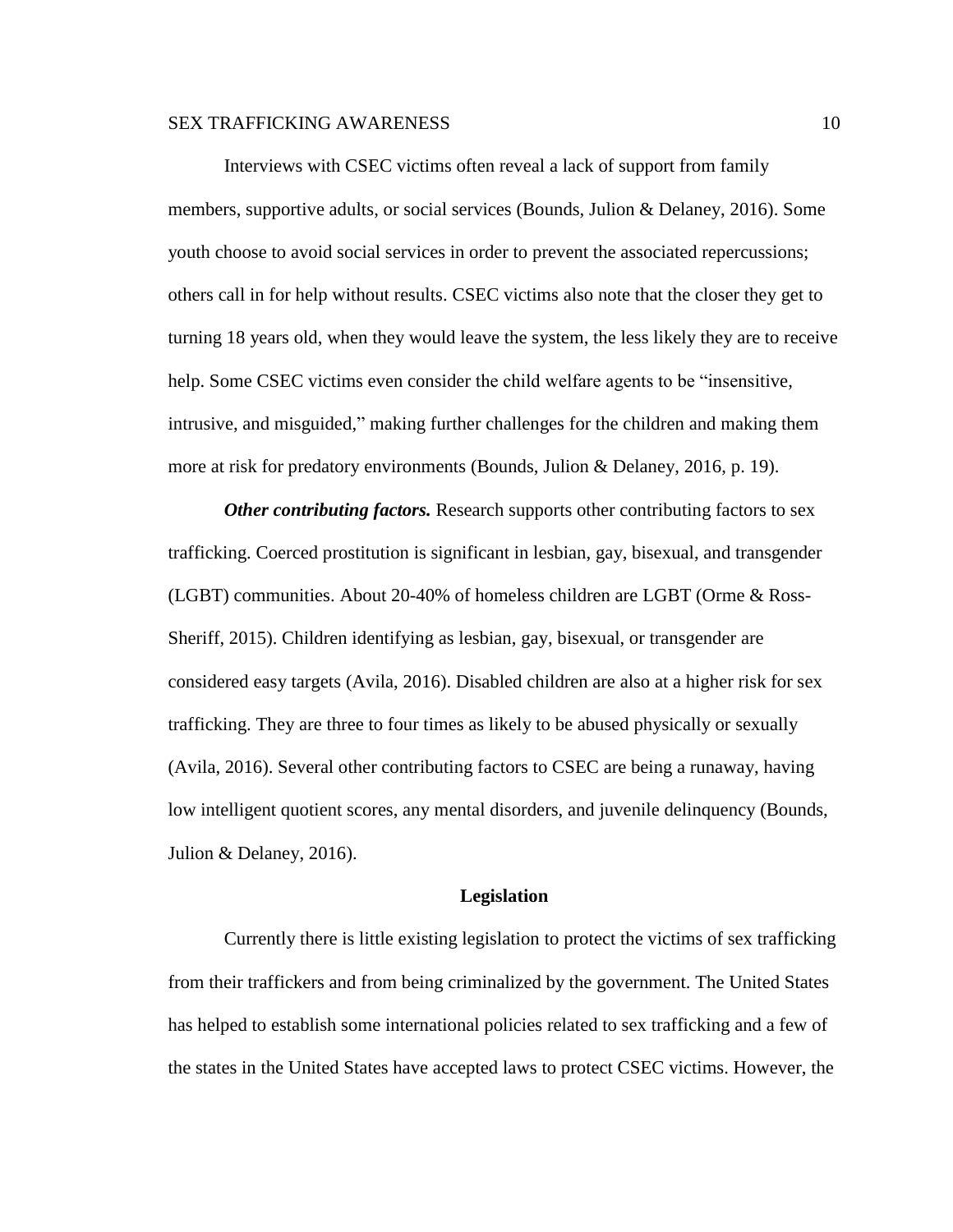Interviews with CSEC victims often reveal a lack of support from family members, supportive adults, or social services (Bounds, Julion & Delaney, 2016). Some youth choose to avoid social services in order to prevent the associated repercussions; others call in for help without results. CSEC victims also note that the closer they get to turning 18 years old, when they would leave the system, the less likely they are to receive help. Some CSEC victims even consider the child welfare agents to be "insensitive, intrusive, and misguided," making further challenges for the children and making them more at risk for predatory environments (Bounds, Julion & Delaney, 2016, p. 19).

***Other contributing factors.*** Research supports other contributing factors to sex trafficking. Coerced prostitution is significant in lesbian, gay, bisexual, and transgender (LGBT) communities. About 20-40% of homeless children are LGBT (Orme & Ross-Sheriff, 2015). Children identifying as lesbian, gay, bisexual, or transgender are considered easy targets (Avila, 2016). Disabled children are also at a higher risk for sex trafficking. They are three to four times as likely to be abused physically or sexually (Avila, 2016). Several other contributing factors to CSEC are being a runaway, having low intelligent quotient scores, any mental disorders, and juvenile delinquency (Bounds, Julion & Delaney, 2016).

## Legislation

Currently there is little existing legislation to protect the victims of sex trafficking from their traffickers and from being criminalized by the government. The United States has helped to establish some international policies related to sex trafficking and a few of the states in the United States have accepted laws to protect CSEC victims. However, the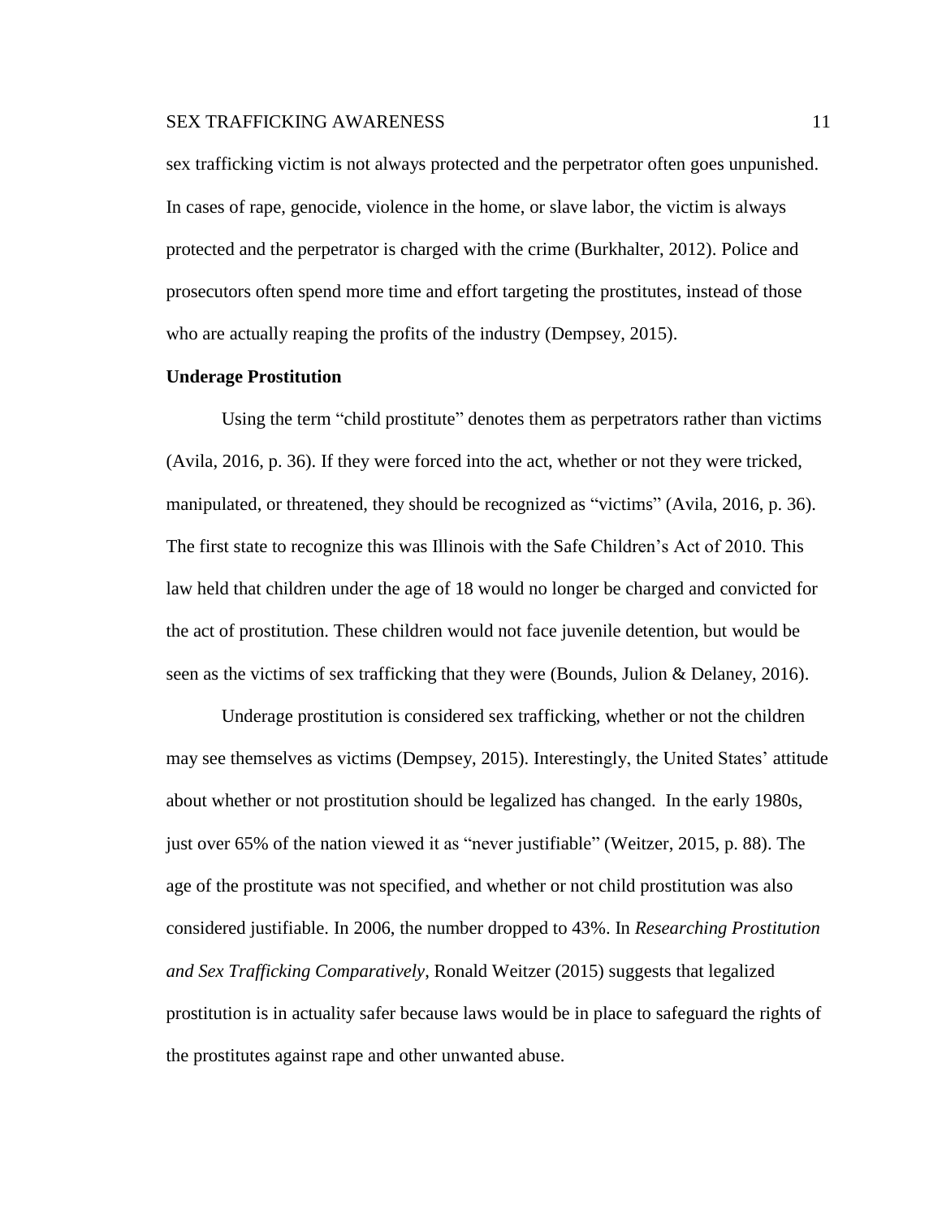sex trafficking victim is not always protected and the perpetrator often goes unpunished. In cases of rape, genocide, violence in the home, or slave labor, the victim is always protected and the perpetrator is charged with the crime (Burkhalter, 2012). Police and prosecutors often spend more time and effort targeting the prostitutes, instead of those who are actually reaping the profits of the industry (Dempsey, 2015).

### Underage Prostitution

Using the term "child prostitute" denotes them as perpetrators rather than victims (Avila, 2016, p. 36). If they were forced into the act, whether or not they were tricked, manipulated, or threatened, they should be recognized as "victims" (Avila, 2016, p. 36). The first state to recognize this was Illinois with the Safe Children's Act of 2010. This law held that children under the age of 18 would no longer be charged and convicted for the act of prostitution. These children would not face juvenile detention, but would be seen as the victims of sex trafficking that they were (Bounds, Julion & Delaney, 2016).

Underage prostitution is considered sex trafficking, whether or not the children may see themselves as victims (Dempsey, 2015). Interestingly, the United States' attitude about whether or not prostitution should be legalized has changed. In the early 1980s, just over 65% of the nation viewed it as "never justifiable" (Weitzer, 2015, p. 88). The age of the prostitute was not specified, and whether or not child prostitution was also considered justifiable. In 2006, the number dropped to 43%. In *Researching Prostitution and Sex Trafficking Comparatively*, Ronald Weitzer (2015) suggests that legalized prostitution is in actuality safer because laws would be in place to safeguard the rights of the prostitutes against rape and other unwanted abuse.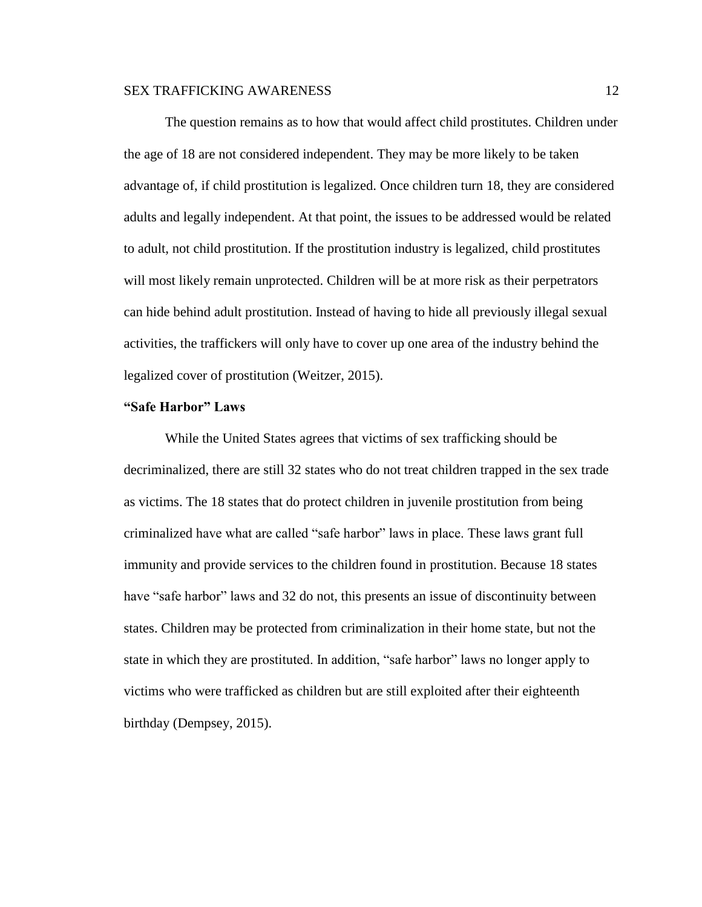The question remains as to how that would affect child prostitutes. Children under the age of 18 are not considered independent. They may be more likely to be taken advantage of, if child prostitution is legalized. Once children turn 18, they are considered adults and legally independent. At that point, the issues to be addressed would be related to adult, not child prostitution. If the prostitution industry is legalized, child prostitutes will most likely remain unprotected. Children will be at more risk as their perpetrators can hide behind adult prostitution. Instead of having to hide all previously illegal sexual activities, the traffickers will only have to cover up one area of the industry behind the legalized cover of prostitution (Weitzer, 2015).

### "Safe Harbor" Laws

While the United States agrees that victims of sex trafficking should be decriminalized, there are still 32 states who do not treat children trapped in the sex trade as victims. The 18 states that do protect children in juvenile prostitution from being criminalized have what are called "safe harbor" laws in place. These laws grant full immunity and provide services to the children found in prostitution. Because 18 states have "safe harbor" laws and 32 do not, this presents an issue of discontinuity between states. Children may be protected from criminalization in their home state, but not the state in which they are prostituted. In addition, "safe harbor" laws no longer apply to victims who were trafficked as children but are still exploited after their eighteenth birthday (Dempsey, 2015).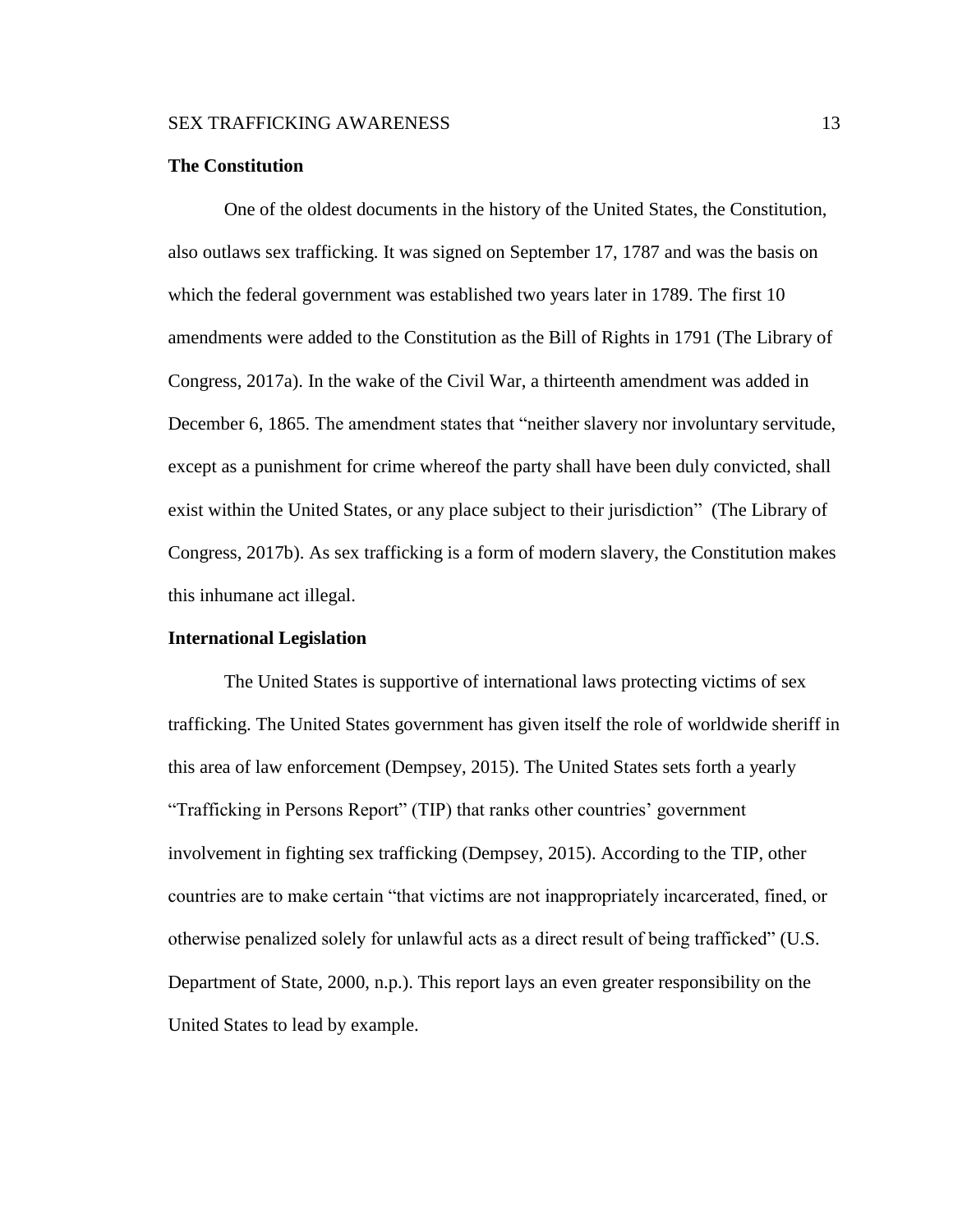## The Constitution

One of the oldest documents in the history of the United States, the Constitution, also outlaws sex trafficking. It was signed on September 17, 1787 and was the basis on which the federal government was established two years later in 1789. The first 10 amendments were added to the Constitution as the Bill of Rights in 1791 (The Library of Congress, 2017a). In the wake of the Civil War, a thirteenth amendment was added in December 6, 1865. The amendment states that "neither slavery nor involuntary servitude, except as a punishment for crime whereof the party shall have been duly convicted, shall exist within the United States, or any place subject to their jurisdiction" (The Library of Congress, 2017b). As sex trafficking is a form of modern slavery, the Constitution makes this inhumane act illegal.

## International Legislation

The United States is supportive of international laws protecting victims of sex trafficking. The United States government has given itself the role of worldwide sheriff in this area of law enforcement (Dempsey, 2015). The United States sets forth a yearly "Trafficking in Persons Report" (TIP) that ranks other countries' government involvement in fighting sex trafficking (Dempsey, 2015). According to the TIP, other countries are to make certain "that victims are not inappropriately incarcerated, fined, or otherwise penalized solely for unlawful acts as a direct result of being trafficked" (U.S. Department of State, 2000, n.p.). This report lays an even greater responsibility on the United States to lead by example.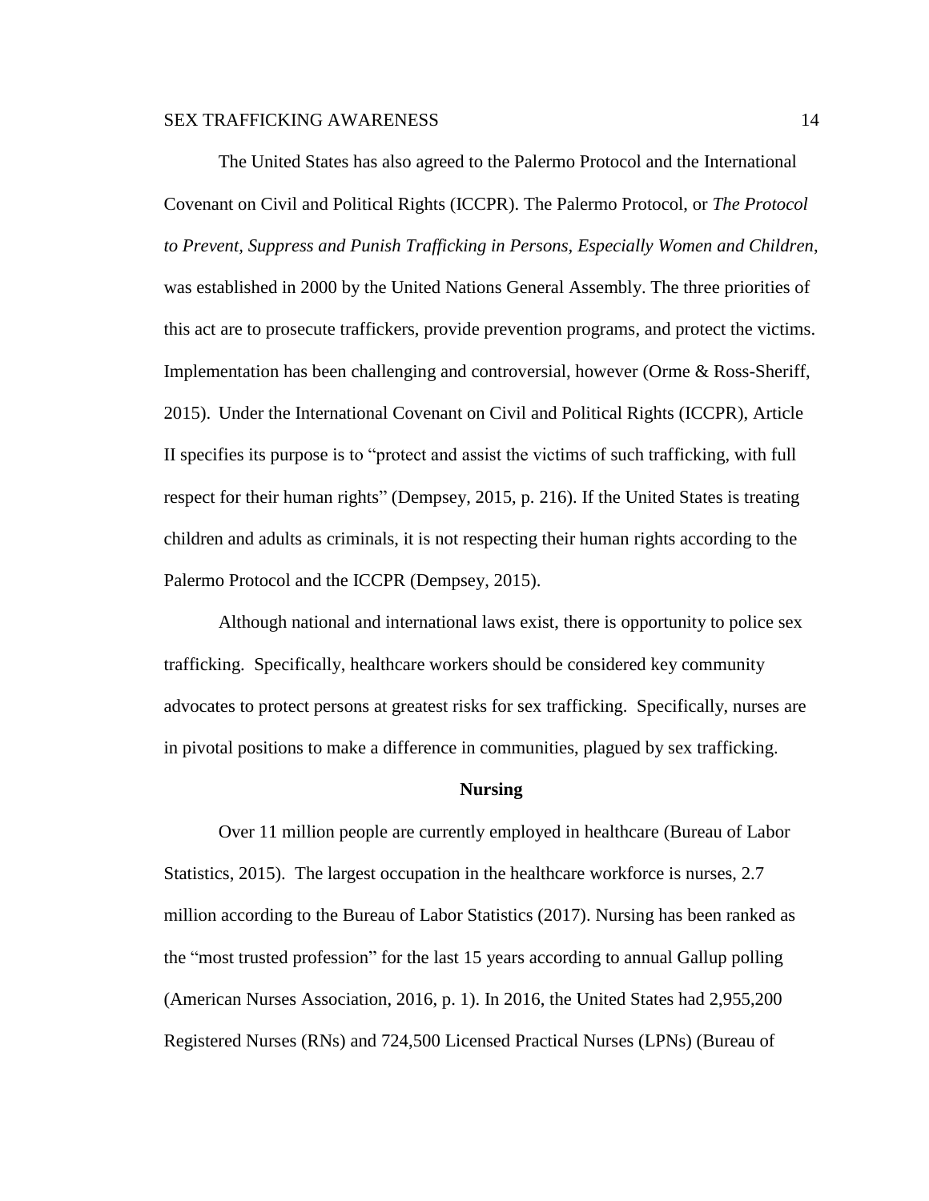The United States has also agreed to the Palermo Protocol and the International Covenant on Civil and Political Rights (ICCPR). The Palermo Protocol, or *The Protocol to Prevent, Suppress and Punish Trafficking in Persons, Especially Women and Children*, was established in 2000 by the United Nations General Assembly. The three priorities of this act are to prosecute traffickers, provide prevention programs, and protect the victims. Implementation has been challenging and controversial, however (Orme & Ross-Sheriff, 2015). Under the International Covenant on Civil and Political Rights (ICCPR), Article II specifies its purpose is to "protect and assist the victims of such trafficking, with full respect for their human rights" (Dempsey, 2015, p. 216). If the United States is treating children and adults as criminals, it is not respecting their human rights according to the Palermo Protocol and the ICCPR (Dempsey, 2015).

Although national and international laws exist, there is opportunity to police sex trafficking. Specifically, healthcare workers should be considered key community advocates to protect persons at greatest risks for sex trafficking. Specifically, nurses are in pivotal positions to make a difference in communities, plagued by sex trafficking.

## Nursing

Over 11 million people are currently employed in healthcare (Bureau of Labor Statistics, 2015). The largest occupation in the healthcare workforce is nurses, 2.7 million according to the Bureau of Labor Statistics (2017). Nursing has been ranked as the "most trusted profession" for the last 15 years according to annual Gallup polling (American Nurses Association, 2016, p. 1). In 2016, the United States had 2,955,200 Registered Nurses (RNs) and 724,500 Licensed Practical Nurses (LPNs) (Bureau of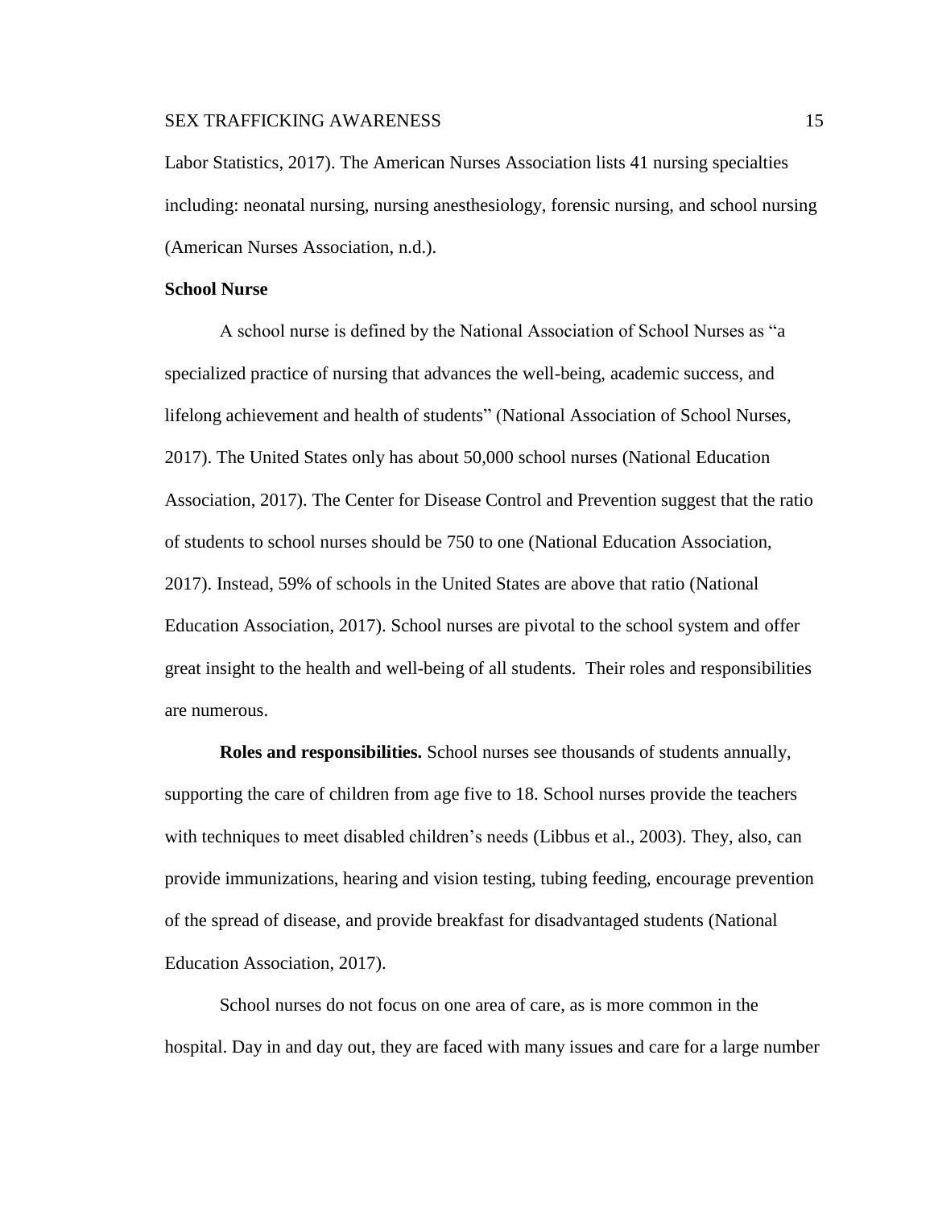Labor Statistics, 2017). The American Nurses Association lists 41 nursing specialties including: neonatal nursing, nursing anesthesiology, forensic nursing, and school nursing (American Nurses Association, n.d.).

## School Nurse

A school nurse is defined by the National Association of School Nurses as "a specialized practice of nursing that advances the well-being, academic success, and lifelong achievement and health of students" (National Association of School Nurses, 2017). The United States only has about 50,000 school nurses (National Education Association, 2017). The Center for Disease Control and Prevention suggest that the ratio of students to school nurses should be 750 to one (National Education Association, 2017). Instead, 59% of schools in the United States are above that ratio (National Education Association, 2017). School nurses are pivotal to the school system and offer great insight to the health and well-being of all students. Their roles and responsibilities are numerous.

**Roles and responsibilities.** School nurses see thousands of students annually, supporting the care of children from age five to 18. School nurses provide the teachers with techniques to meet disabled children's needs (Libbus et al., 2003). They, also, can provide immunizations, hearing and vision testing, tubing feeding, encourage prevention of the spread of disease, and provide breakfast for disadvantaged students (National Education Association, 2017).

School nurses do not focus on one area of care, as is more common in the hospital. Day in and day out, they are faced with many issues and care for a large number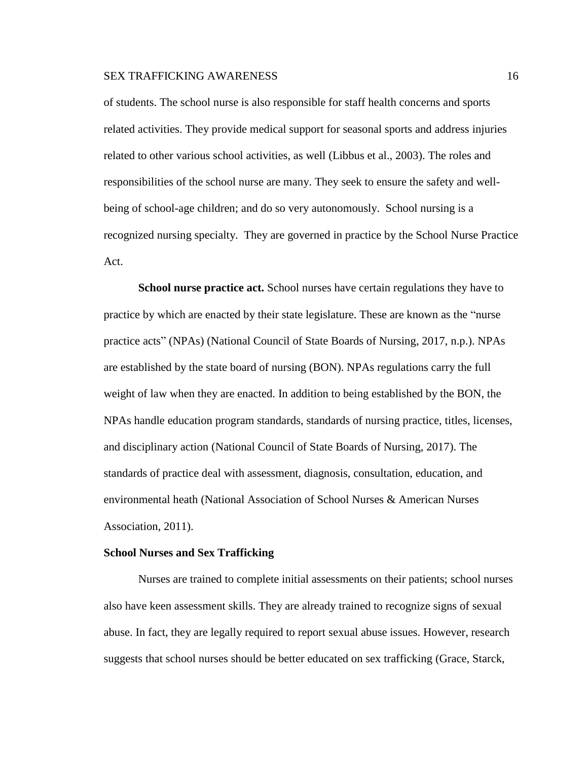of students. The school nurse is also responsible for staff health concerns and sports related activities. They provide medical support for seasonal sports and address injuries related to other various school activities, as well (Libbus et al., 2003). The roles and responsibilities of the school nurse are many. They seek to ensure the safety and well-being of school-age children; and do so very autonomously. School nursing is a recognized nursing specialty. They are governed in practice by the School Nurse Practice Act.

**School nurse practice act.** School nurses have certain regulations they have to practice by which are enacted by their state legislature. These are known as the "nurse practice acts" (NPAs) (National Council of State Boards of Nursing, 2017, n.p.). NPAs are established by the state board of nursing (BON). NPAs regulations carry the full weight of law when they are enacted. In addition to being established by the BON, the NPAs handle education program standards, standards of nursing practice, titles, licenses, and disciplinary action (National Council of State Boards of Nursing, 2017). The standards of practice deal with assessment, diagnosis, consultation, education, and environmental heath (National Association of School Nurses & American Nurses Association, 2011).

## School Nurses and Sex Trafficking

Nurses are trained to complete initial assessments on their patients; school nurses also have keen assessment skills. They are already trained to recognize signs of sexual abuse. In fact, they are legally required to report sexual abuse issues. However, research suggests that school nurses should be better educated on sex trafficking (Grace, Starck,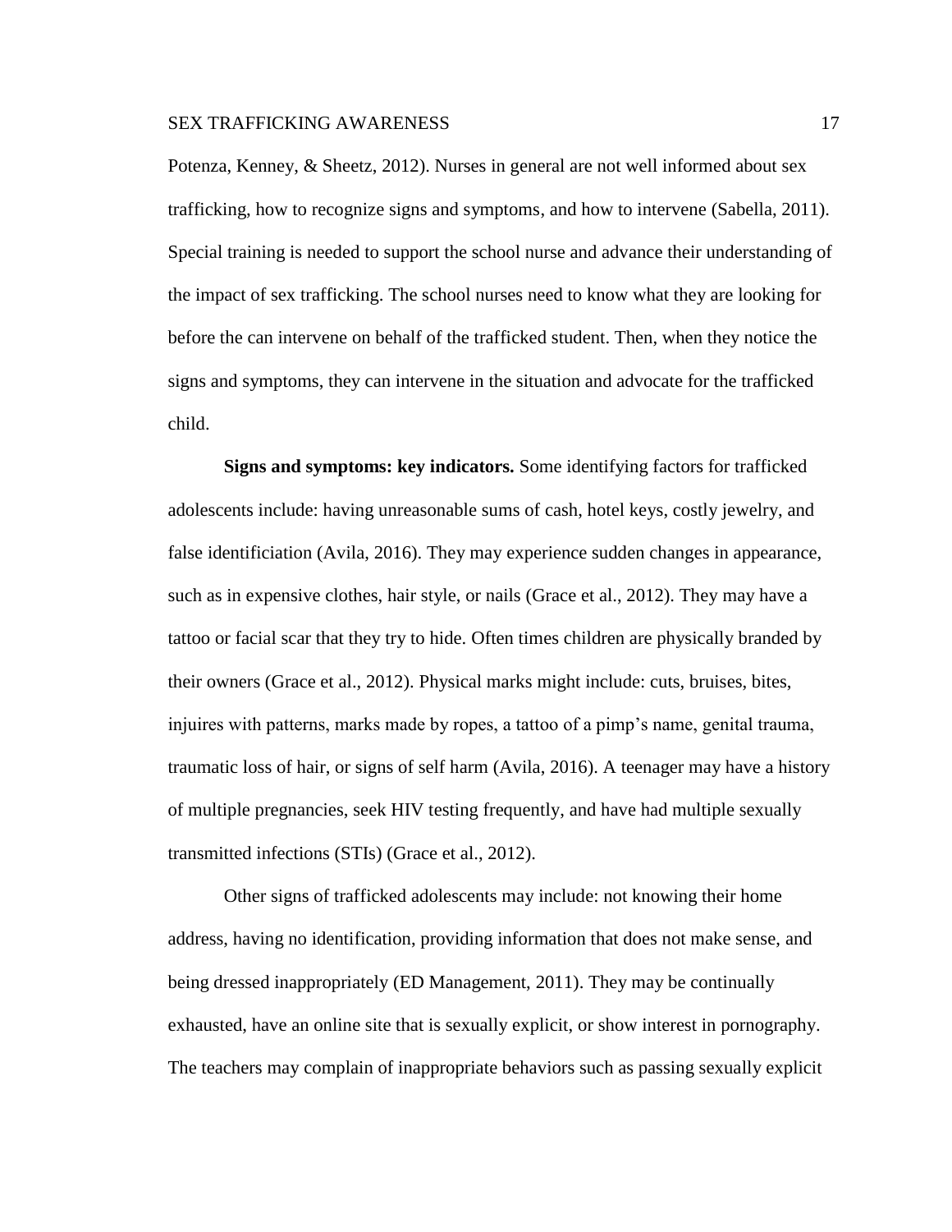Potenza, Kenney, & Sheetz, 2012). Nurses in general are not well informed about sex trafficking, how to recognize signs and symptoms, and how to intervene (Sabella, 2011). Special training is needed to support the school nurse and advance their understanding of the impact of sex trafficking. The school nurses need to know what they are looking for before the can intervene on behalf of the trafficked student. Then, when they notice the signs and symptoms, they can intervene in the situation and advocate for the trafficked child.

**Signs and symptoms: key indicators.** Some identifying factors for trafficked adolescents include: having unreasonable sums of cash, hotel keys, costly jewelry, and false identificiation (Avila, 2016). They may experience sudden changes in appearance, such as in expensive clothes, hair style, or nails (Grace et al., 2012). They may have a tattoo or facial scar that they try to hide. Often times children are physically branded by their owners (Grace et al., 2012). Physical marks might include: cuts, bruises, bites, injuires with patterns, marks made by ropes, a tattoo of a pimp's name, genital trauma, traumatic loss of hair, or signs of self harm (Avila, 2016). A teenager may have a history of multiple pregnancies, seek HIV testing frequently, and have had multiple sexually transmitted infections (STIs) (Grace et al., 2012).

Other signs of trafficked adolescents may include: not knowing their home address, having no identification, providing information that does not make sense, and being dressed inappropriately (ED Management, 2011). They may be continually exhausted, have an online site that is sexually explicit, or show interest in pornography. The teachers may complain of inappropriate behaviors such as passing sexually explicit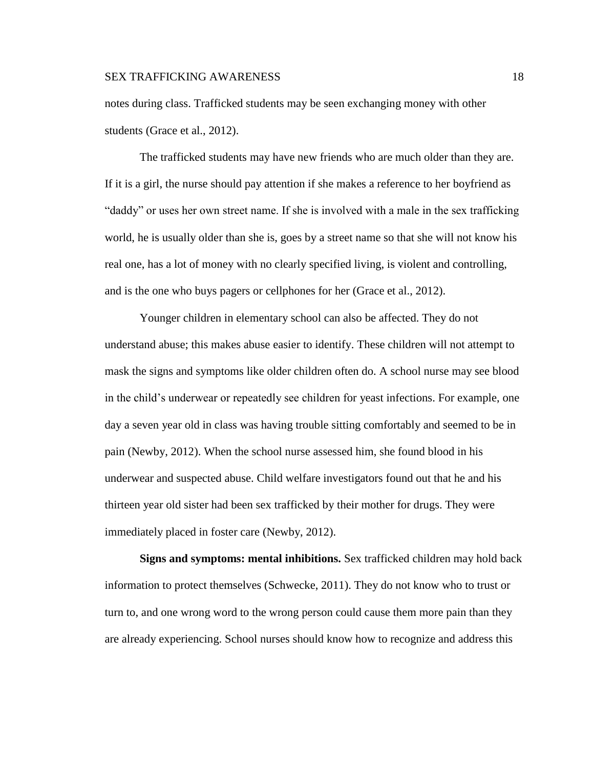notes during class. Trafficked students may be seen exchanging money with other students (Grace et al., 2012).

The trafficked students may have new friends who are much older than they are. If it is a girl, the nurse should pay attention if she makes a reference to her boyfriend as "daddy" or uses her own street name. If she is involved with a male in the sex trafficking world, he is usually older than she is, goes by a street name so that she will not know his real one, has a lot of money with no clearly specified living, is violent and controlling, and is the one who buys pagers or cellphones for her (Grace et al., 2012).

Younger children in elementary school can also be affected. They do not understand abuse; this makes abuse easier to identify. These children will not attempt to mask the signs and symptoms like older children often do. A school nurse may see blood in the child's underwear or repeatedly see children for yeast infections. For example, one day a seven year old in class was having trouble sitting comfortably and seemed to be in pain (Newby, 2012). When the school nurse assessed him, she found blood in his underwear and suspected abuse. Child welfare investigators found out that he and his thirteen year old sister had been sex trafficked by their mother for drugs. They were immediately placed in foster care (Newby, 2012).

**Signs and symptoms: mental inhibitions.** Sex trafficked children may hold back information to protect themselves (Schwecke, 2011). They do not know who to trust or turn to, and one wrong word to the wrong person could cause them more pain than they are already experiencing. School nurses should know how to recognize and address this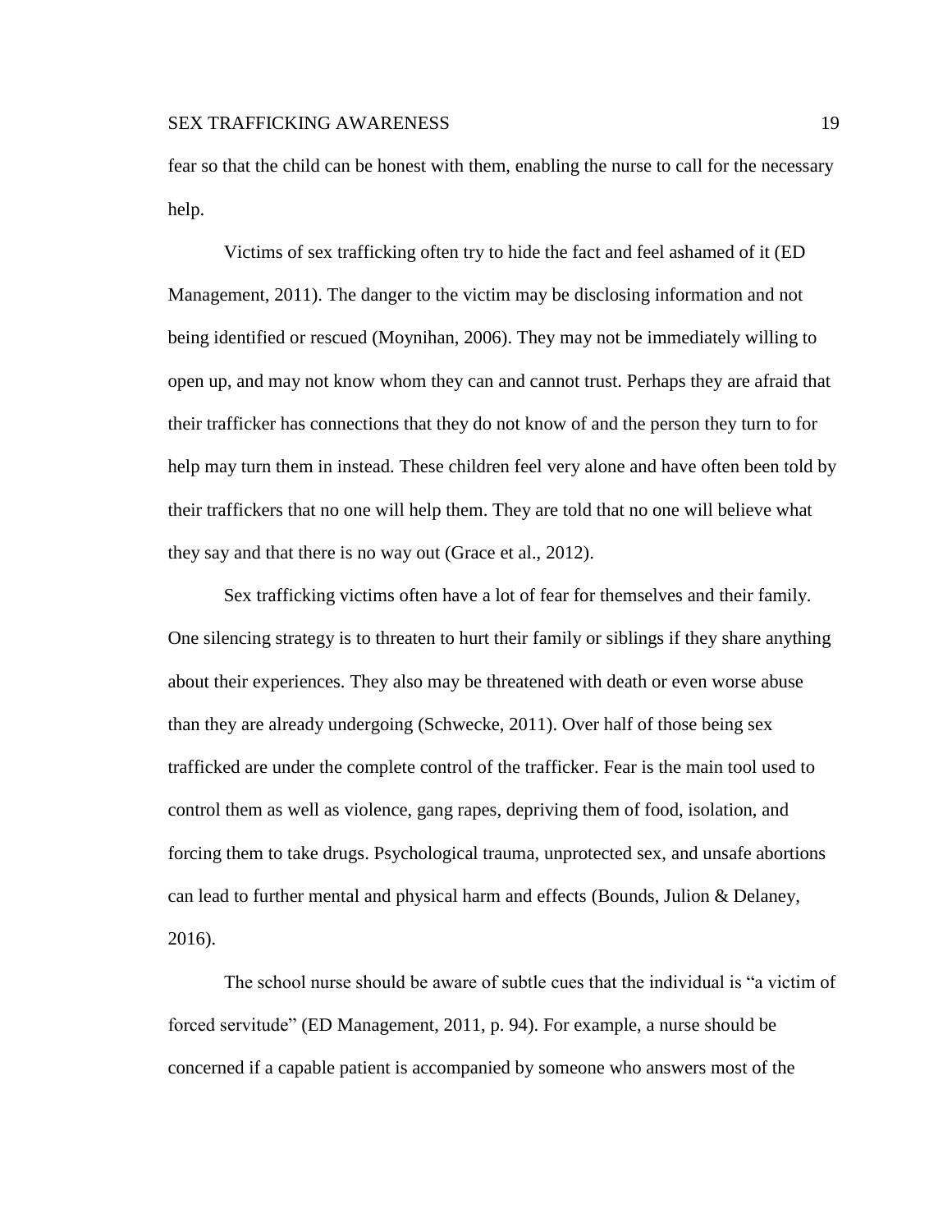fear so that the child can be honest with them, enabling the nurse to call for the necessary help.

Victims of sex trafficking often try to hide the fact and feel ashamed of it (ED Management, 2011). The danger to the victim may be disclosing information and not being identified or rescued (Moynihan, 2006). They may not be immediately willing to open up, and may not know whom they can and cannot trust. Perhaps they are afraid that their trafficker has connections that they do not know of and the person they turn to for help may turn them in instead. These children feel very alone and have often been told by their traffickers that no one will help them. They are told that no one will believe what they say and that there is no way out (Grace et al., 2012).

Sex trafficking victims often have a lot of fear for themselves and their family. One silencing strategy is to threaten to hurt their family or siblings if they share anything about their experiences. They also may be threatened with death or even worse abuse than they are already undergoing (Schwecke, 2011). Over half of those being sex trafficked are under the complete control of the trafficker. Fear is the main tool used to control them as well as violence, gang rapes, depriving them of food, isolation, and forcing them to take drugs. Psychological trauma, unprotected sex, and unsafe abortions can lead to further mental and physical harm and effects (Bounds, Julion & Delaney, 2016).

The school nurse should be aware of subtle cues that the individual is "a victim of forced servitude" (ED Management, 2011, p. 94). For example, a nurse should be concerned if a capable patient is accompanied by someone who answers most of the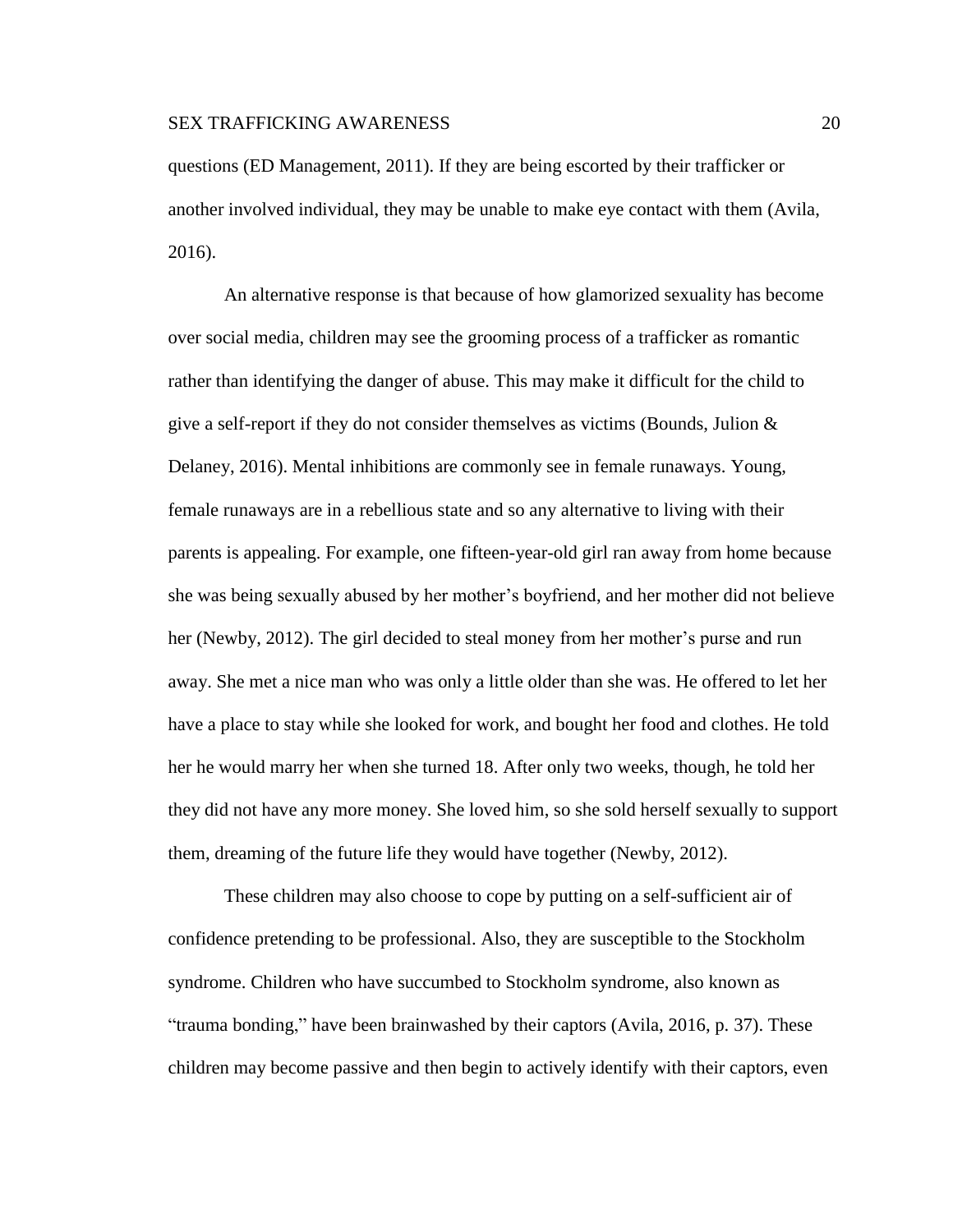questions (ED Management, 2011). If they are being escorted by their trafficker or another involved individual, they may be unable to make eye contact with them (Avila, 2016).

An alternative response is that because of how glamorized sexuality has become over social media, children may see the grooming process of a trafficker as romantic rather than identifying the danger of abuse. This may make it difficult for the child to give a self-report if they do not consider themselves as victims (Bounds, Julion & Delaney, 2016). Mental inhibitions are commonly see in female runaways. Young, female runaways are in a rebellious state and so any alternative to living with their parents is appealing. For example, one fifteen-year-old girl ran away from home because she was being sexually abused by her mother's boyfriend, and her mother did not believe her (Newby, 2012). The girl decided to steal money from her mother's purse and run away. She met a nice man who was only a little older than she was. He offered to let her have a place to stay while she looked for work, and bought her food and clothes. He told her he would marry her when she turned 18. After only two weeks, though, he told her they did not have any more money. She loved him, so she sold herself sexually to support them, dreaming of the future life they would have together (Newby, 2012).

These children may also choose to cope by putting on a self-sufficient air of confidence pretending to be professional. Also, they are susceptible to the Stockholm syndrome. Children who have succumbed to Stockholm syndrome, also known as "trauma bonding," have been brainwashed by their captors (Avila, 2016, p. 37). These children may become passive and then begin to actively identify with their captors, even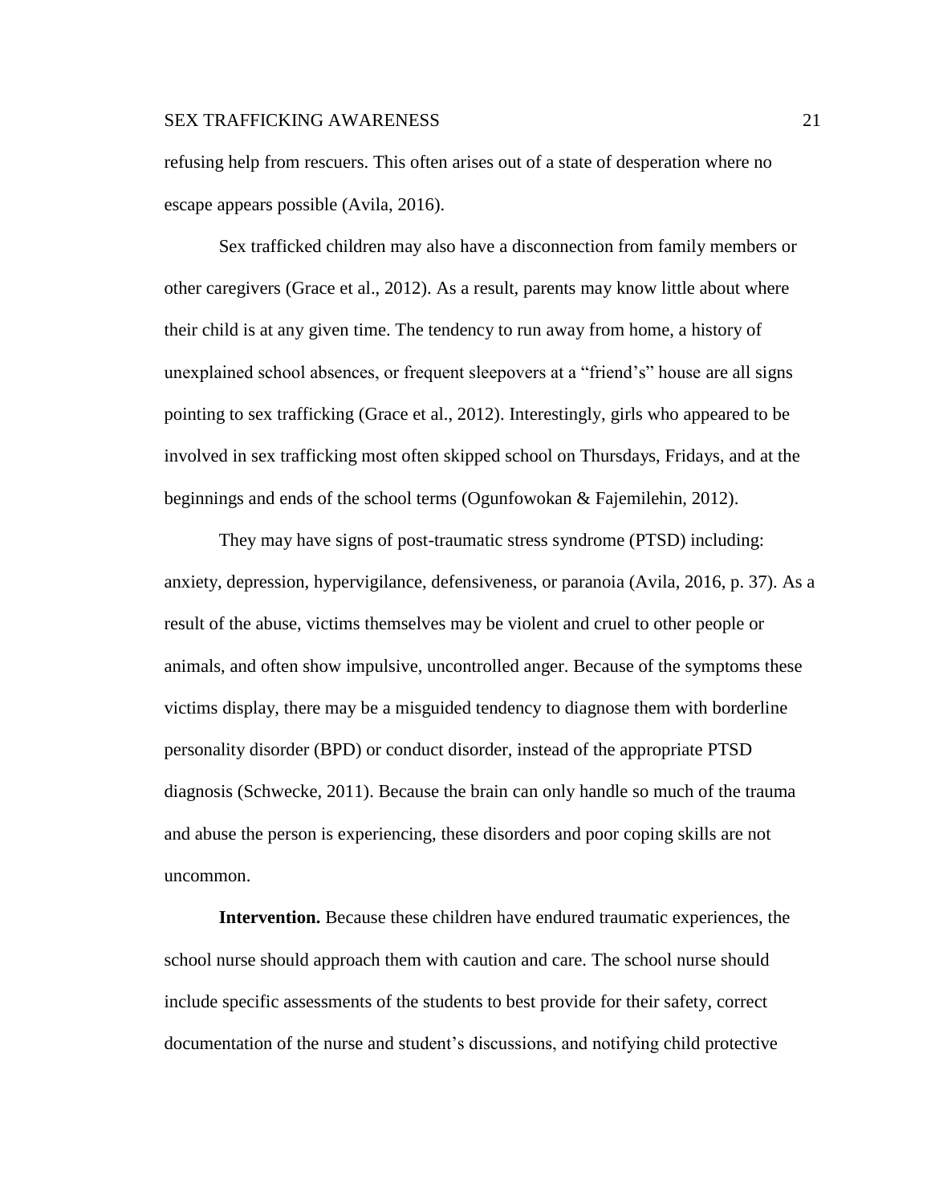refusing help from rescuers. This often arises out of a state of desperation where no escape appears possible (Avila, 2016).

Sex trafficked children may also have a disconnection from family members or other caregivers (Grace et al., 2012). As a result, parents may know little about where their child is at any given time. The tendency to run away from home, a history of unexplained school absences, or frequent sleepovers at a "friend's" house are all signs pointing to sex trafficking (Grace et al., 2012). Interestingly, girls who appeared to be involved in sex trafficking most often skipped school on Thursdays, Fridays, and at the beginnings and ends of the school terms (Ogunfowokan & Fajemilehin, 2012).

They may have signs of post-traumatic stress syndrome (PTSD) including: anxiety, depression, hypervigilance, defensiveness, or paranoia (Avila, 2016, p. 37). As a result of the abuse, victims themselves may be violent and cruel to other people or animals, and often show impulsive, uncontrolled anger. Because of the symptoms these victims display, there may be a misguided tendency to diagnose them with borderline personality disorder (BPD) or conduct disorder, instead of the appropriate PTSD diagnosis (Schwecke, 2011). Because the brain can only handle so much of the trauma and abuse the person is experiencing, these disorders and poor coping skills are not uncommon.

**Intervention.** Because these children have endured traumatic experiences, the school nurse should approach them with caution and care. The school nurse should include specific assessments of the students to best provide for their safety, correct documentation of the nurse and student's discussions, and notifying child protective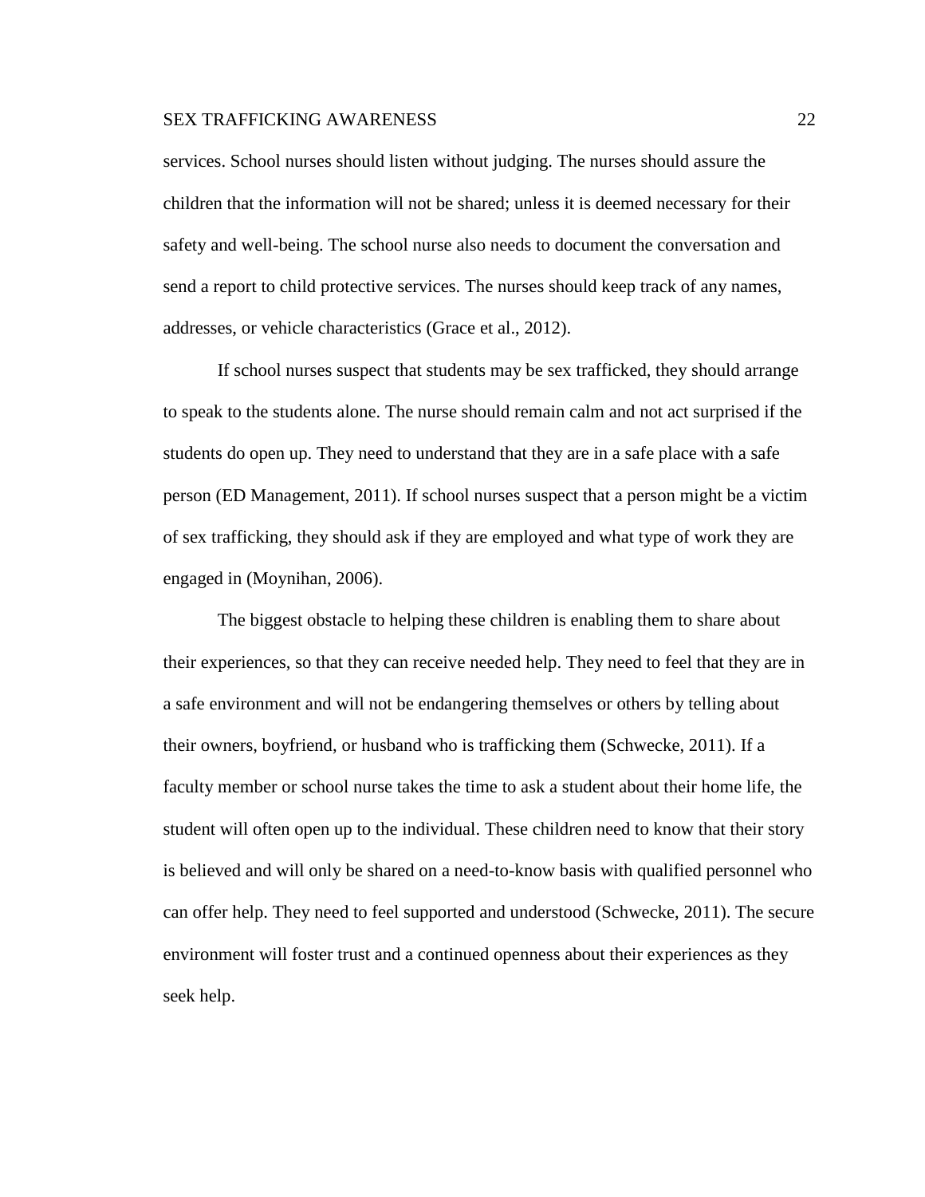services. School nurses should listen without judging. The nurses should assure the children that the information will not be shared; unless it is deemed necessary for their safety and well-being. The school nurse also needs to document the conversation and send a report to child protective services. The nurses should keep track of any names, addresses, or vehicle characteristics (Grace et al., 2012).

If school nurses suspect that students may be sex trafficked, they should arrange to speak to the students alone. The nurse should remain calm and not act surprised if the students do open up. They need to understand that they are in a safe place with a safe person (ED Management, 2011). If school nurses suspect that a person might be a victim of sex trafficking, they should ask if they are employed and what type of work they are engaged in (Moynihan, 2006).

The biggest obstacle to helping these children is enabling them to share about their experiences, so that they can receive needed help. They need to feel that they are in a safe environment and will not be endangering themselves or others by telling about their owners, boyfriend, or husband who is trafficking them (Schwecke, 2011). If a faculty member or school nurse takes the time to ask a student about their home life, the student will often open up to the individual. These children need to know that their story is believed and will only be shared on a need-to-know basis with qualified personnel who can offer help. They need to feel supported and understood (Schwecke, 2011). The secure environment will foster trust and a continued openness about their experiences as they seek help.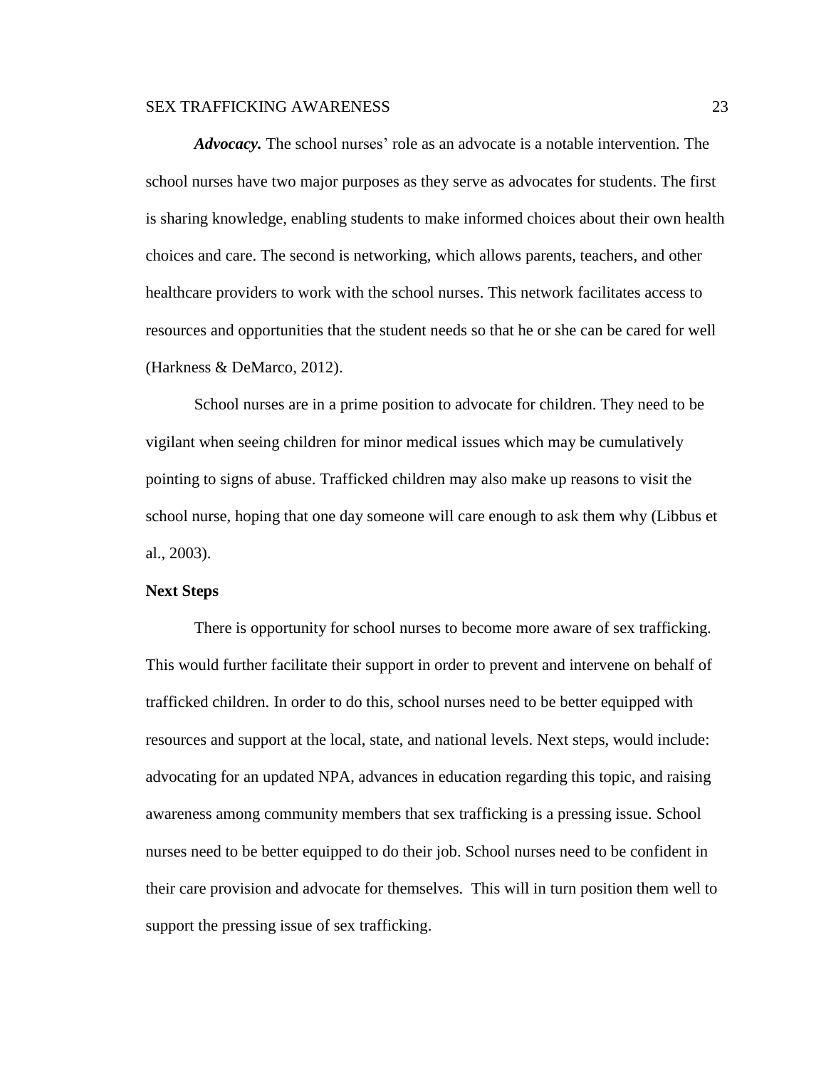***Advocacy.*** The school nurses' role as an advocate is a notable intervention. The school nurses have two major purposes as they serve as advocates for students. The first is sharing knowledge, enabling students to make informed choices about their own health choices and care. The second is networking, which allows parents, teachers, and other healthcare providers to work with the school nurses. This network facilitates access to resources and opportunities that the student needs so that he or she can be cared for well (Harkness & DeMarco, 2012).

School nurses are in a prime position to advocate for children. They need to be vigilant when seeing children for minor medical issues which may be cumulatively pointing to signs of abuse. Trafficked children may also make up reasons to visit the school nurse, hoping that one day someone will care enough to ask them why (Libbus et al., 2003).

**Next Steps**

There is opportunity for school nurses to become more aware of sex trafficking. This would further facilitate their support in order to prevent and intervene on behalf of trafficked children. In order to do this, school nurses need to be better equipped with resources and support at the local, state, and national levels. Next steps, would include: advocating for an updated NPA, advances in education regarding this topic, and raising awareness among community members that sex trafficking is a pressing issue. School nurses need to be better equipped to do their job. School nurses need to be confident in their care provision and advocate for themselves. This will in turn position them well to support the pressing issue of sex trafficking.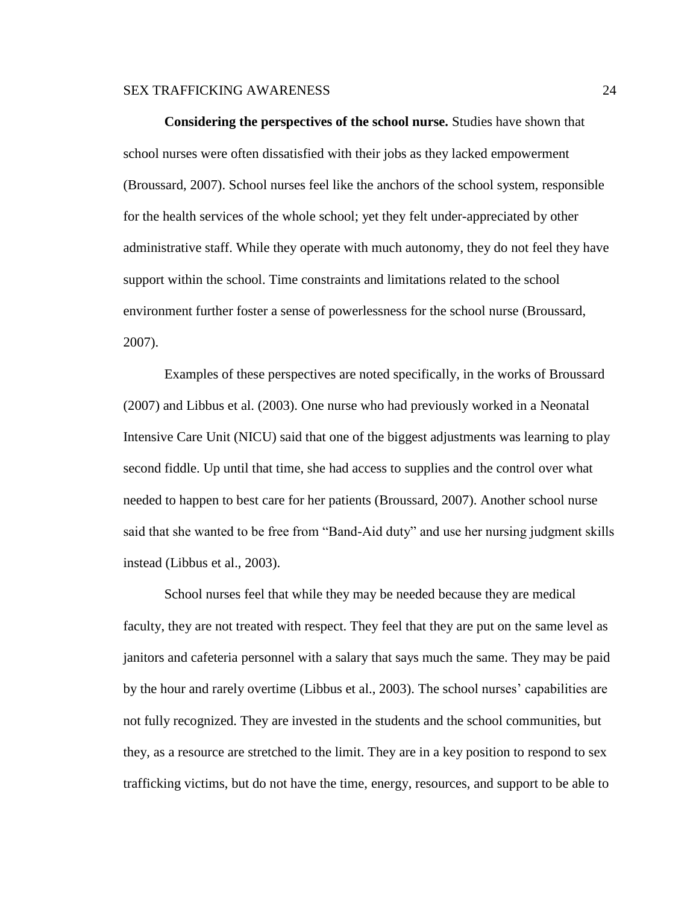**Considering the perspectives of the school nurse.** Studies have shown that school nurses were often dissatisfied with their jobs as they lacked empowerment (Broussard, 2007). School nurses feel like the anchors of the school system, responsible for the health services of the whole school; yet they felt under-appreciated by other administrative staff. While they operate with much autonomy, they do not feel they have support within the school. Time constraints and limitations related to the school environment further foster a sense of powerlessness for the school nurse (Broussard, 2007).

Examples of these perspectives are noted specifically, in the works of Broussard (2007) and Libbus et al. (2003). One nurse who had previously worked in a Neonatal Intensive Care Unit (NICU) said that one of the biggest adjustments was learning to play second fiddle. Up until that time, she had access to supplies and the control over what needed to happen to best care for her patients (Broussard, 2007). Another school nurse said that she wanted to be free from "Band-Aid duty" and use her nursing judgment skills instead (Libbus et al., 2003).

School nurses feel that while they may be needed because they are medical faculty, they are not treated with respect. They feel that they are put on the same level as janitors and cafeteria personnel with a salary that says much the same. They may be paid by the hour and rarely overtime (Libbus et al., 2003). The school nurses' capabilities are not fully recognized. They are invested in the students and the school communities, but they, as a resource are stretched to the limit. They are in a key position to respond to sex trafficking victims, but do not have the time, energy, resources, and support to be able to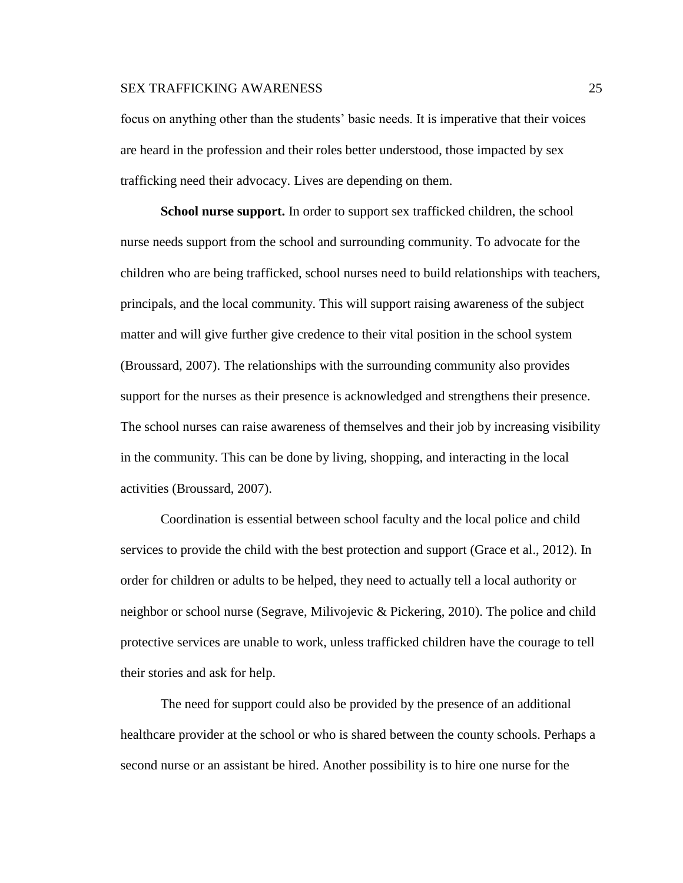focus on anything other than the students' basic needs. It is imperative that their voices are heard in the profession and their roles better understood, those impacted by sex trafficking need their advocacy. Lives are depending on them.

**School nurse support.** In order to support sex trafficked children, the school nurse needs support from the school and surrounding community. To advocate for the children who are being trafficked, school nurses need to build relationships with teachers, principals, and the local community. This will support raising awareness of the subject matter and will give further give credence to their vital position in the school system (Broussard, 2007). The relationships with the surrounding community also provides support for the nurses as their presence is acknowledged and strengthens their presence. The school nurses can raise awareness of themselves and their job by increasing visibility in the community. This can be done by living, shopping, and interacting in the local activities (Broussard, 2007).

Coordination is essential between school faculty and the local police and child services to provide the child with the best protection and support (Grace et al., 2012). In order for children or adults to be helped, they need to actually tell a local authority or neighbor or school nurse (Segrave, Milivojevic & Pickering, 2010). The police and child protective services are unable to work, unless trafficked children have the courage to tell their stories and ask for help.

The need for support could also be provided by the presence of an additional healthcare provider at the school or who is shared between the county schools. Perhaps a second nurse or an assistant be hired. Another possibility is to hire one nurse for the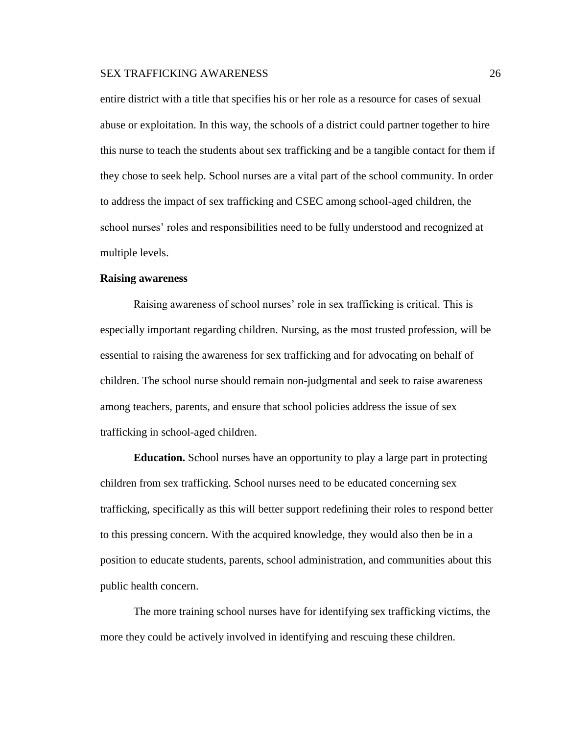entire district with a title that specifies his or her role as a resource for cases of sexual abuse or exploitation. In this way, the schools of a district could partner together to hire this nurse to teach the students about sex trafficking and be a tangible contact for them if they chose to seek help. School nurses are a vital part of the school community. In order to address the impact of sex trafficking and CSEC among school-aged children, the school nurses' roles and responsibilities need to be fully understood and recognized at multiple levels.

## Raising awareness

Raising awareness of school nurses' role in sex trafficking is critical. This is especially important regarding children. Nursing, as the most trusted profession, will be essential to raising the awareness for sex trafficking and for advocating on behalf of children. The school nurse should remain non-judgmental and seek to raise awareness among teachers, parents, and ensure that school policies address the issue of sex trafficking in school-aged children.

**Education.** School nurses have an opportunity to play a large part in protecting children from sex trafficking. School nurses need to be educated concerning sex trafficking, specifically as this will better support redefining their roles to respond better to this pressing concern. With the acquired knowledge, they would also then be in a position to educate students, parents, school administration, and communities about this public health concern.

The more training school nurses have for identifying sex trafficking victims, the more they could be actively involved in identifying and rescuing these children.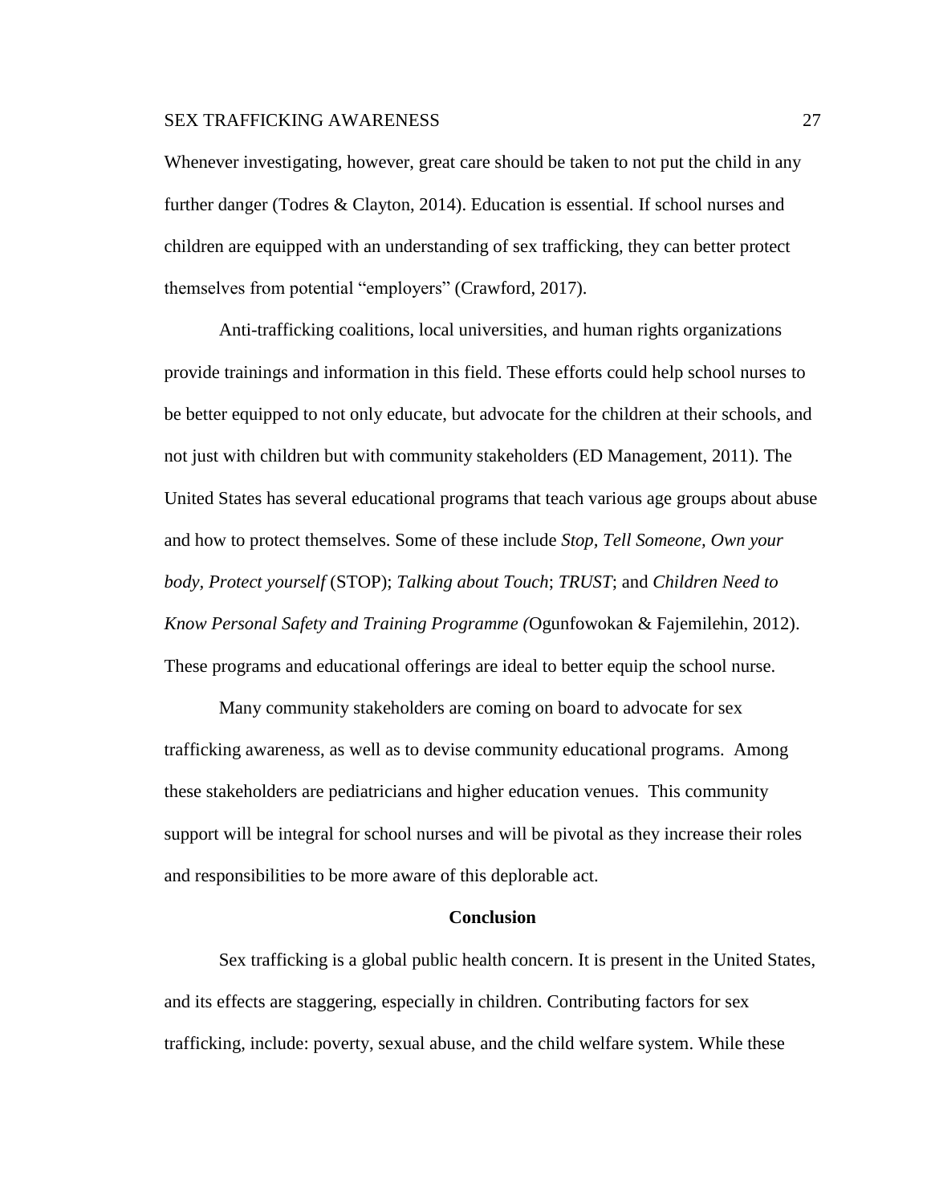Whenever investigating, however, great care should be taken to not put the child in any further danger (Todres & Clayton, 2014). Education is essential. If school nurses and children are equipped with an understanding of sex trafficking, they can better protect themselves from potential "employers" (Crawford, 2017).

Anti-trafficking coalitions, local universities, and human rights organizations provide trainings and information in this field. These efforts could help school nurses to be better equipped to not only educate, but advocate for the children at their schools, and not just with children but with community stakeholders (ED Management, 2011). The United States has several educational programs that teach various age groups about abuse and how to protect themselves. Some of these include *Stop, Tell Someone, Own your body, Protect yourself* (STOP); *Talking about Touch*; *TRUST*; and *Children Need to Know Personal Safety and Training Programme (*Ogunfowokan & Fajemilehin, 2012). These programs and educational offerings are ideal to better equip the school nurse.

Many community stakeholders are coming on board to advocate for sex trafficking awareness, as well as to devise community educational programs. Among these stakeholders are pediatricians and higher education venues. This community support will be integral for school nurses and will be pivotal as they increase their roles and responsibilities to be more aware of this deplorable act.

## Conclusion

Sex trafficking is a global public health concern. It is present in the United States, and its effects are staggering, especially in children. Contributing factors for sex trafficking, include: poverty, sexual abuse, and the child welfare system. While these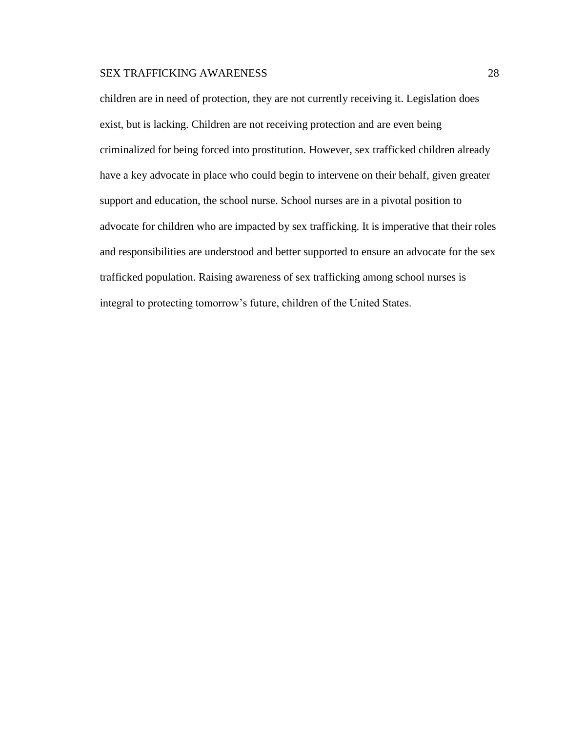children are in need of protection, they are not currently receiving it. Legislation does exist, but is lacking. Children are not receiving protection and are even being criminalized for being forced into prostitution. However, sex trafficked children already have a key advocate in place who could begin to intervene on their behalf, given greater support and education, the school nurse. School nurses are in a pivotal position to advocate for children who are impacted by sex trafficking. It is imperative that their roles and responsibilities are understood and better supported to ensure an advocate for the sex trafficked population. Raising awareness of sex trafficking among school nurses is integral to protecting tomorrow's future, children of the United States.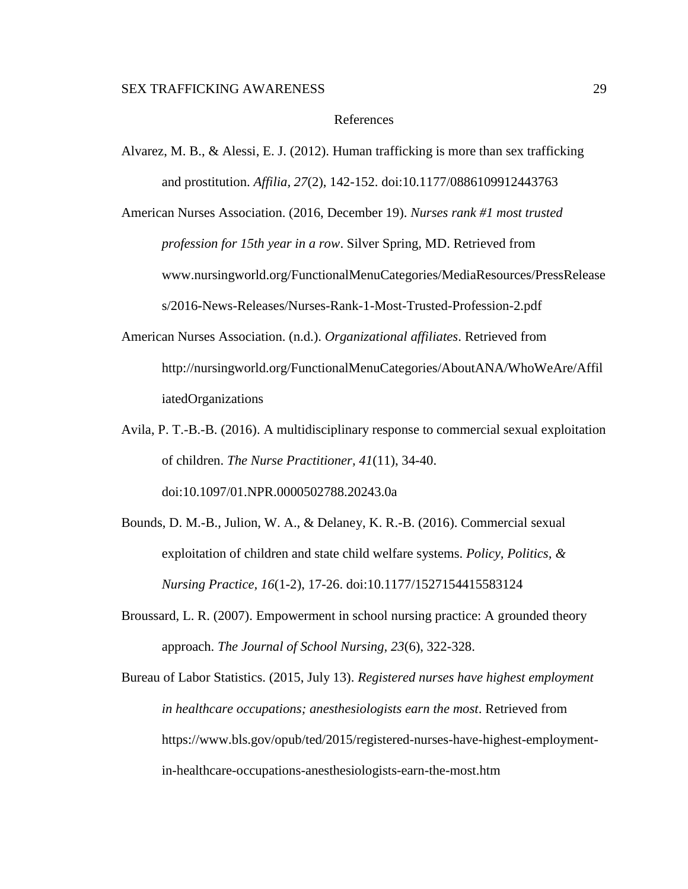# References

Alvarez, M. B., & Alessi, E. J. (2012). Human trafficking is more than sex trafficking and prostitution. *Affilia, 27*(2), 142-152. doi:10.1177/0886109912443763

American Nurses Association. (2016, December 19). *Nurses rank #1 most trusted profession for 15th year in a row*. Silver Spring, MD. Retrieved from www.nursingworld.org/FunctionalMenuCategories/MediaResources/PressReleases/2016-News-Releases/Nurses-Rank-1-Most-Trusted-Profession-2.pdf

American Nurses Association. (n.d.). *Organizational affiliates*. Retrieved from http://nursingworld.org/FunctionalMenuCategories/AboutANA/WhoWeAre/AffiliatedOrganizations

Avila, P. T.-B.-B. (2016). A multidisciplinary response to commercial sexual exploitation of children. *The Nurse Practitioner, 41*(11), 34-40. doi:10.1097/01.NPR.0000502788.20243.0a

Bounds, D. M.-B., Julion, W. A., & Delaney, K. R.-B. (2016). Commercial sexual exploitation of children and state child welfare systems. *Policy, Politics, & Nursing Practice, 16*(1-2), 17-26. doi:10.1177/1527154415583124

Broussard, L. R. (2007). Empowerment in school nursing practice: A grounded theory approach. *The Journal of School Nursing, 23*(6), 322-328.

Bureau of Labor Statistics. (2015, July 13). *Registered nurses have highest employment in healthcare occupations; anesthesiologists earn the most*. Retrieved from https://www.bls.gov/opub/ted/2015/registered-nurses-have-highest-employment-in-healthcare-occupations-anesthesiologists-earn-the-most.htm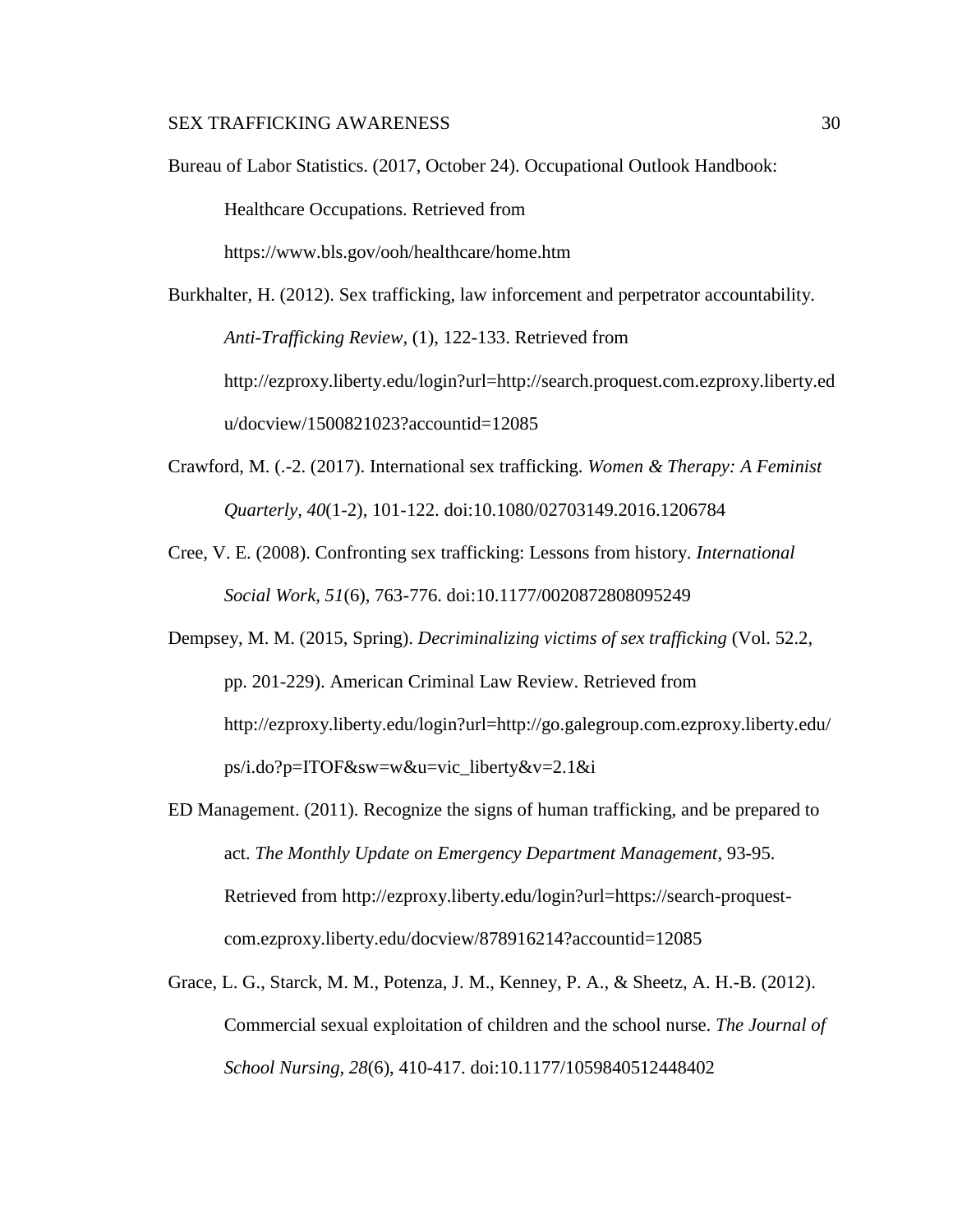Bureau of Labor Statistics. (2017, October 24). Occupational Outlook Handbook: Healthcare Occupations. Retrieved from https://www.bls.gov/ooh/healthcare/home.htm

Burkhalter, H. (2012). Sex trafficking, law inforcement and perpetrator accountability. *Anti-Trafficking Review*, (1), 122-133. Retrieved from http://ezproxy.liberty.edu/login?url=http://search.proquest.com.ezproxy.liberty.edu/docview/1500821023?accountid=12085

Crawford, M. (.-2. (2017). International sex trafficking. *Women & Therapy: A Feminist Quarterly, 40*(1-2), 101-122. doi:10.1080/02703149.2016.1206784

Cree, V. E. (2008). Confronting sex trafficking: Lessons from history. *International Social Work, 51*(6), 763-776. doi:10.1177/0020872808095249

Dempsey, M. M. (2015, Spring). *Decriminalizing victims of sex trafficking* (Vol. 52.2, pp. 201-229). American Criminal Law Review. Retrieved from http://ezproxy.liberty.edu/login?url=http://go.galegroup.com.ezproxy.liberty.edu/ps/i.do?p=ITOF&sw=w&u=vic_liberty&v=2.1&i

ED Management. (2011). Recognize the signs of human trafficking, and be prepared to act. *The Monthly Update on Emergency Department Management*, 93-95. Retrieved from http://ezproxy.liberty.edu/login?url=https://search-proquest-com.ezproxy.liberty.edu/docview/878916214?accountid=12085

Grace, L. G., Starck, M. M., Potenza, J. M., Kenney, P. A., & Sheetz, A. H.-B. (2012). Commercial sexual exploitation of children and the school nurse. *The Journal of School Nursing, 28*(6), 410-417. doi:10.1177/1059840512448402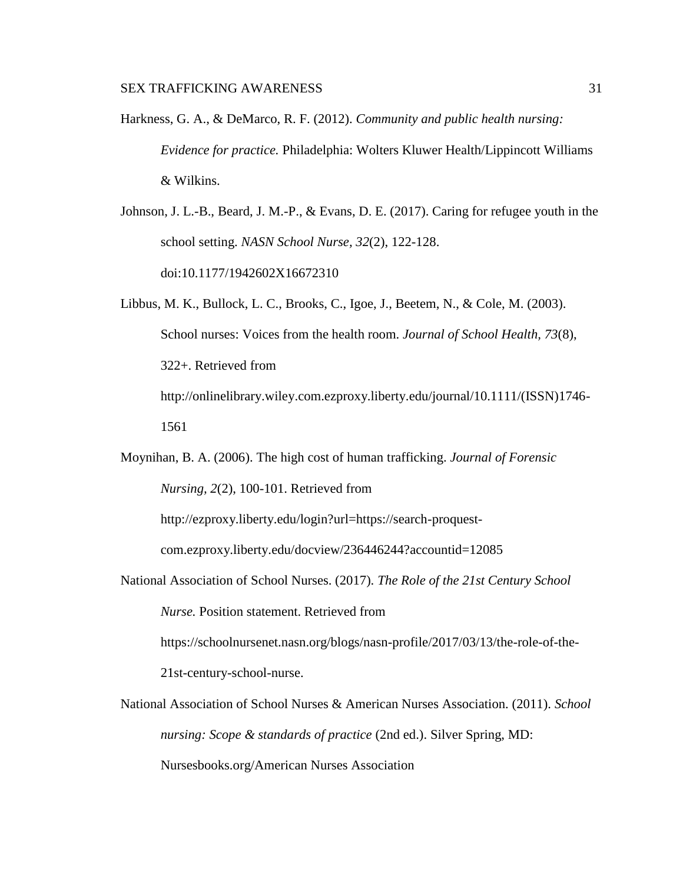Harkness, G. A., & DeMarco, R. F. (2012). *Community and public health nursing: Evidence for practice.* Philadelphia: Wolters Kluwer Health/Lippincott Williams & Wilkins.

Johnson, J. L.-B., Beard, J. M.-P., & Evans, D. E. (2017). Caring for refugee youth in the school setting. *NASN School Nurse*, *32*(2), 122-128. doi:10.1177/1942602X16672310

Libbus, M. K., Bullock, L. C., Brooks, C., Igoe, J., Beetem, N., & Cole, M. (2003). School nurses: Voices from the health room. *Journal of School Health, 73*(8), 322+. Retrieved from http://onlinelibrary.wiley.com.ezproxy.liberty.edu/journal/10.1111/(ISSN)1746-1561

Moynihan, B. A. (2006). The high cost of human trafficking. *Journal of Forensic Nursing, 2*(2), 100-101. Retrieved from http://ezproxy.liberty.edu/login?url=https://search-proquest-com.ezproxy.liberty.edu/docview/236446244?accountid=12085

National Association of School Nurses. (2017). *The Role of the 21st Century School Nurse.* Position statement. Retrieved from https://schoolnursenet.nasn.org/blogs/nasn-profile/2017/03/13/the-role-of-the-21st-century-school-nurse.

National Association of School Nurses & American Nurses Association. (2011). *School nursing: Scope & standards of practice* (2nd ed.). Silver Spring, MD: Nursesbooks.org/American Nurses Association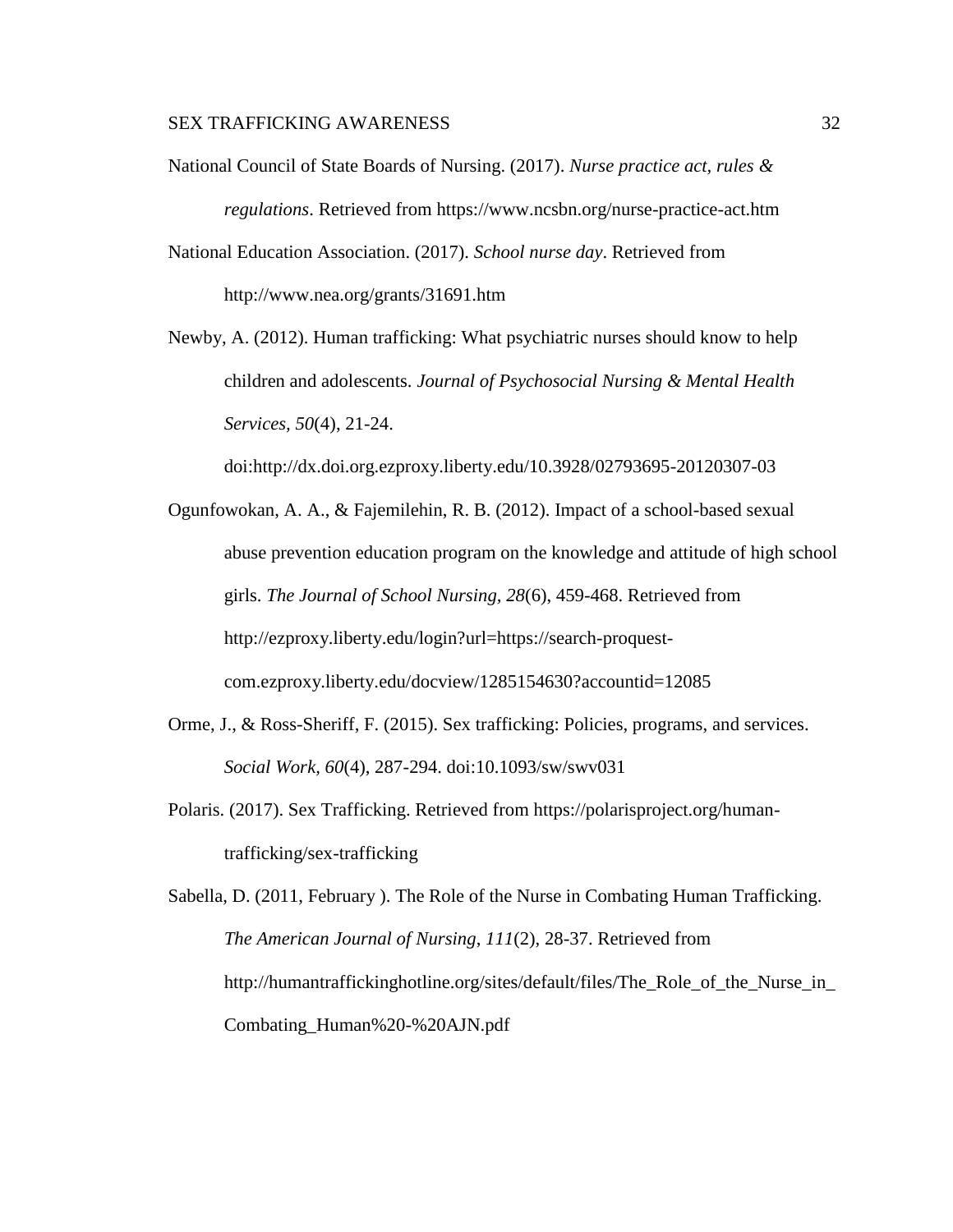National Council of State Boards of Nursing. (2017). *Nurse practice act, rules & regulations*. Retrieved from https://www.ncsbn.org/nurse-practice-act.htm

National Education Association. (2017). *School nurse day*. Retrieved from http://www.nea.org/grants/31691.htm

Newby, A. (2012). Human trafficking: What psychiatric nurses should know to help children and adolescents. *Journal of Psychosocial Nursing & Mental Health Services, 50*(4), 21-24. doi:http://dx.doi.org.ezproxy.liberty.edu/10.3928/02793695-20120307-03

Ogunfowokan, A. A., & Fajemilehin, R. B. (2012). Impact of a school-based sexual abuse prevention education program on the knowledge and attitude of high school girls. *The Journal of School Nursing, 28*(6), 459-468. Retrieved from http://ezproxy.liberty.edu/login?url=https://search-proquest-com.ezproxy.liberty.edu/docview/1285154630?accountid=12085

Orme, J., & Ross-Sheriff, F. (2015). Sex trafficking: Policies, programs, and services. *Social Work, 60*(4), 287-294. doi:10.1093/sw/swv031

Polaris. (2017). Sex Trafficking. Retrieved from https://polarisproject.org/human-trafficking/sex-trafficking

Sabella, D. (2011, February ). The Role of the Nurse in Combating Human Trafficking. *The American Journal of Nursing, 111*(2), 28-37. Retrieved from http://humantraffickinghotline.org/sites/default/files/The_Role_of_the_Nurse_in_Combating_Human%20-%20AJN.pdf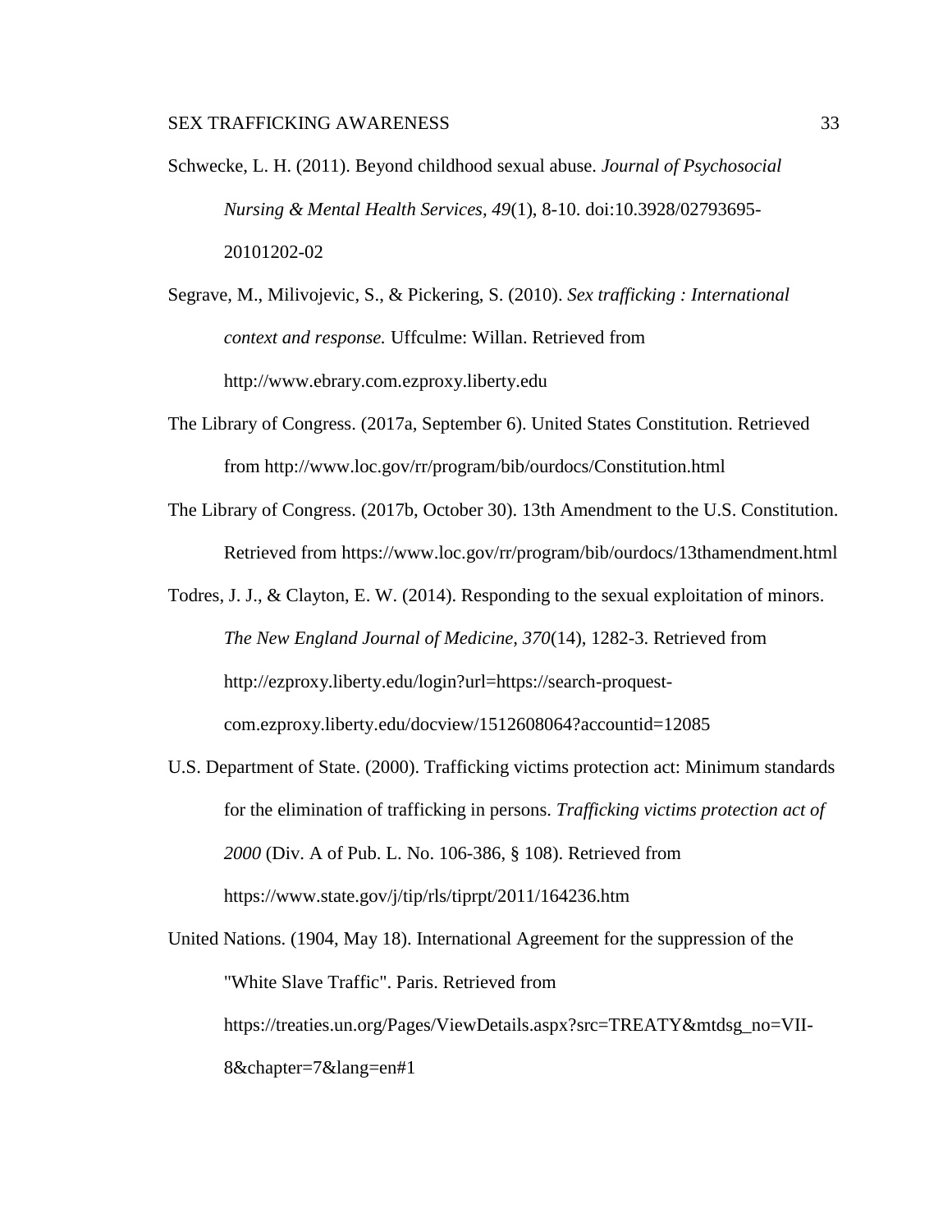Schwecke, L. H. (2011). Beyond childhood sexual abuse. *Journal of Psychosocial Nursing & Mental Health Services, 49*(1), 8-10. doi:10.3928/02793695-20101202-02

Segrave, M., Milivojevic, S., & Pickering, S. (2010). *Sex trafficking : International context and response.* Uffculme: Willan. Retrieved from http://www.ebrary.com.ezproxy.liberty.edu

The Library of Congress. (2017a, September 6). United States Constitution. Retrieved from http://www.loc.gov/rr/program/bib/ourdocs/Constitution.html

The Library of Congress. (2017b, October 30). 13th Amendment to the U.S. Constitution. Retrieved from https://www.loc.gov/rr/program/bib/ourdocs/13thamendment.html

Todres, J. J., & Clayton, E. W. (2014). Responding to the sexual exploitation of minors. *The New England Journal of Medicine, 370*(14), 1282-3. Retrieved from http://ezproxy.liberty.edu/login?url=https://search-proquest-com.ezproxy.liberty.edu/docview/1512608064?accountid=12085

U.S. Department of State. (2000). Trafficking victims protection act: Minimum standards for the elimination of trafficking in persons. *Trafficking victims protection act of 2000* (Div. A of Pub. L. No. 106-386, § 108). Retrieved from https://www.state.gov/j/tip/rls/tiprpt/2011/164236.htm

United Nations. (1904, May 18). International Agreement for the suppression of the "White Slave Traffic". Paris. Retrieved from https://treaties.un.org/Pages/ViewDetails.aspx?src=TREATY&mtdsg_no=VII-8&chapter=7&lang=en#1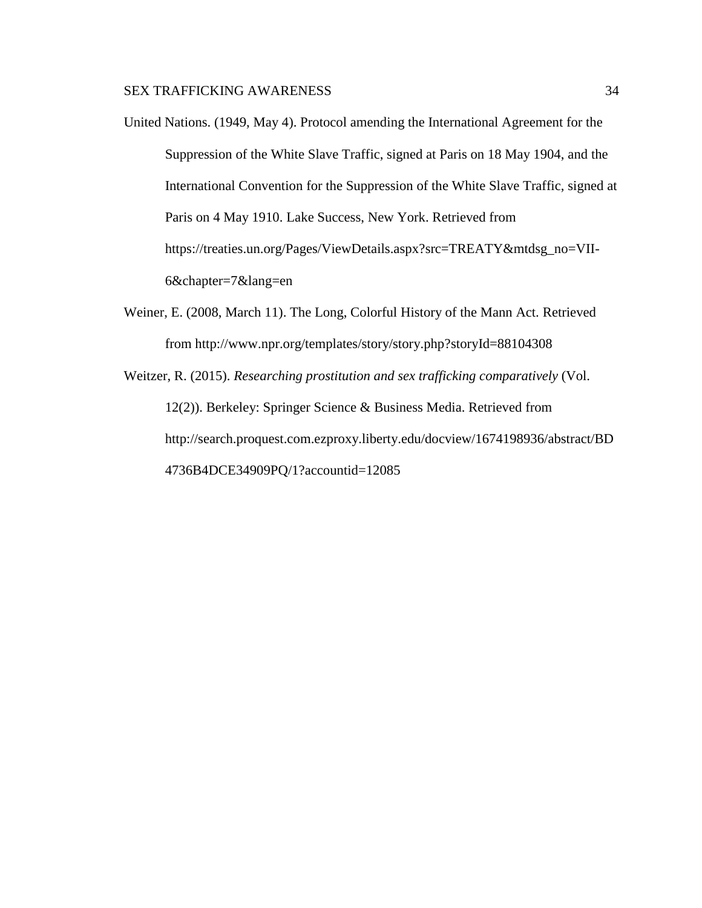United Nations. (1949, May 4). Protocol amending the International Agreement for the Suppression of the White Slave Traffic, signed at Paris on 18 May 1904, and the International Convention for the Suppression of the White Slave Traffic, signed at Paris on 4 May 1910. Lake Success, New York. Retrieved from https://treaties.un.org/Pages/ViewDetails.aspx?src=TREATY&mtdsg_no=VII-6&chapter=7&lang=en

Weiner, E. (2008, March 11). The Long, Colorful History of the Mann Act. Retrieved from http://www.npr.org/templates/story/story.php?storyId=88104308

Weitzer, R. (2015). *Researching prostitution and sex trafficking comparatively* (Vol. 12(2)). Berkeley: Springer Science & Business Media. Retrieved from http://search.proquest.com.ezproxy.liberty.edu/docview/1674198936/abstract/BD4736B4DCE34909PQ/1?accountid=12085